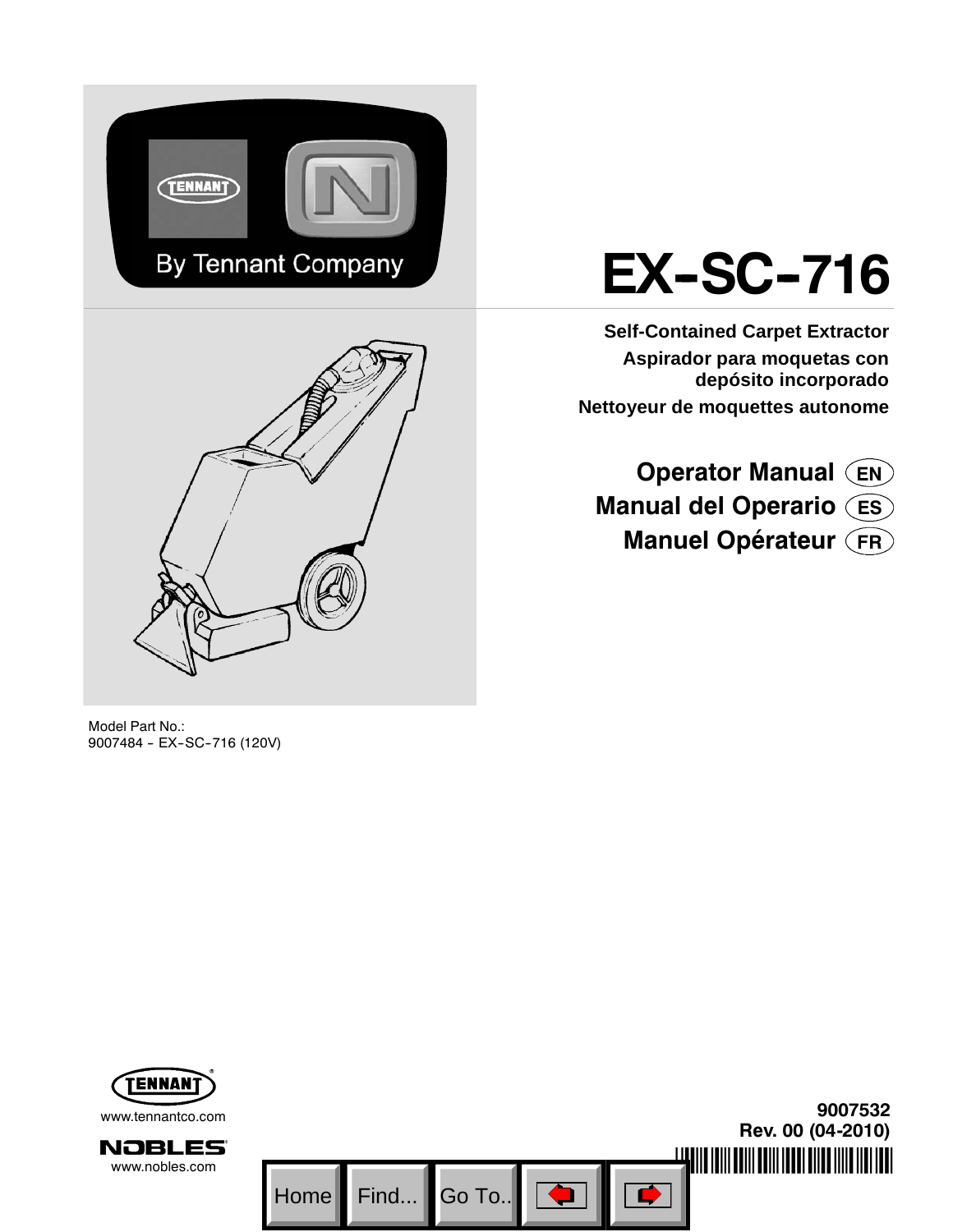By Tennant Company

# EX-SC-716

**Self-Contained Carpet Extractor**

**Aspirador para moquetas con depósito incorporado**

**Nettoyeur de moquettes autonome**

## Operator Manual (EN)

## Manual del Operario (ES)

## Manuel Opérateur (FR)

Model Part No.:
9007484 - EX-SC-716 (120V)

www.tennantco.com

www.nobles.com

**9007532**
**Rev. 00 (04-2010)**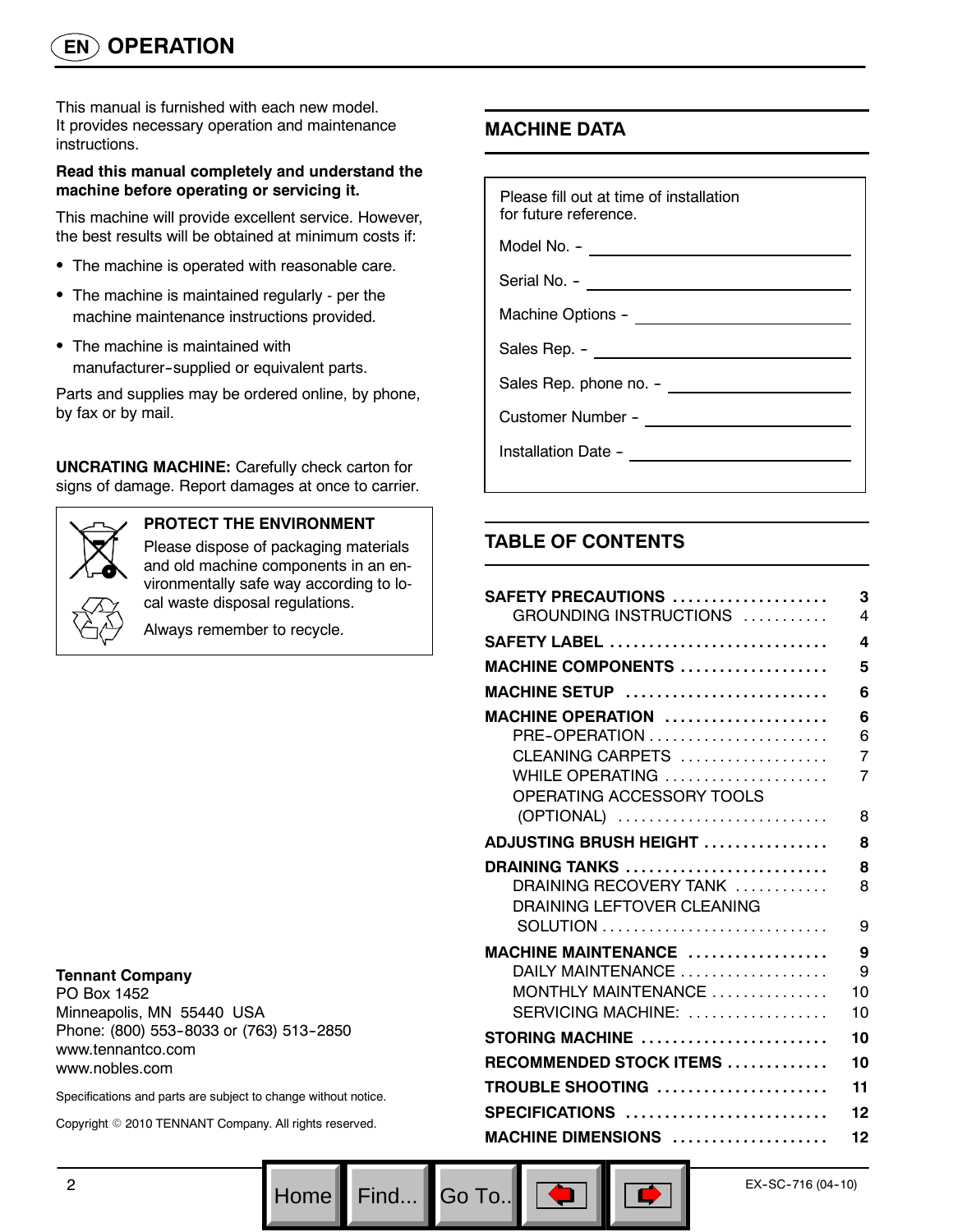# OPERATION

This manual is furnished with each new model. It provides necessary operation and maintenance instructions.

**Read this manual completely and understand the machine before operating or servicing it.**

This machine will provide excellent service. However, the best results will be obtained at minimum costs if:

- The machine is operated with reasonable care.
- The machine is maintained regularly - per the machine maintenance instructions provided.
- The machine is maintained with manufacturer-supplied or equivalent parts.

Parts and supplies may be ordered online, by phone, by fax or by mail.

**UNCRATING MACHINE:** Carefully check carton for signs of damage. Report damages at once to carrier.

**PROTECT THE ENVIRONMENT**

Please dispose of packaging materials and old machine components in an environmentally safe way according to local waste disposal regulations.

Always remember to recycle.

**Tennant Company**
PO Box 1452
Minneapolis, MN 55440 USA
Phone: (800) 553-8033 or (763) 513-2850
www.tennantco.com
www.nobles.com

Specifications and parts are subject to change without notice.

Copyright © 2010 TENNANT Company. All rights reserved.

## MACHINE DATA

Please fill out at time of installation for future reference.

Model No. - ______________________

Serial No. - ______________________

Machine Options - ______________________

Sales Rep. - ______________________

Sales Rep. phone no. - ______________________

Customer Number - ______________________

Installation Date - ______________________

## TABLE OF CONTENTS

| Section | Page |
|---|---|
| **SAFETY PRECAUTIONS** | **3** |
| GROUNDING INSTRUCTIONS | 4 |
| **SAFETY LABEL** | **4** |
| **MACHINE COMPONENTS** | **5** |
| **MACHINE SETUP** | **6** |
| **MACHINE OPERATION** | **6** |
| PRE-OPERATION | 6 |
| CLEANING CARPETS | 7 |
| WHILE OPERATING | 7 |
| OPERATING ACCESSORY TOOLS (OPTIONAL) | 8 |
| **ADJUSTING BRUSH HEIGHT** | **8** |
| **DRAINING TANKS** | **8** |
| DRAINING RECOVERY TANK | 8 |
| DRAINING LEFTOVER CLEANING SOLUTION | 9 |
| **MACHINE MAINTENANCE** | **9** |
| DAILY MAINTENANCE | 9 |
| MONTHLY MAINTENANCE | 10 |
| SERVICING MACHINE: | 10 |
| **STORING MACHINE** | **10** |
| **RECOMMENDED STOCK ITEMS** | **10** |
| **TROUBLE SHOOTING** | **11** |
| **SPECIFICATIONS** | **12** |
| **MACHINE DIMENSIONS** | **12** |

EX-SC-716 (04-10)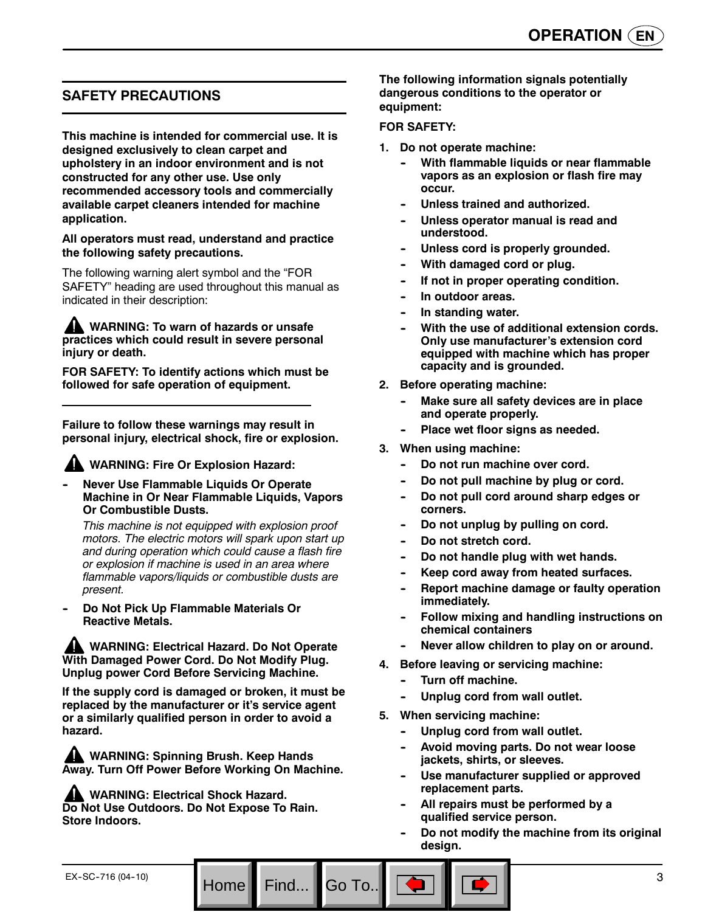## SAFETY PRECAUTIONS

**This machine is intended for commercial use. It is designed exclusively to clean carpet and upholstery in an indoor environment and is not constructed for any other use. Use only recommended accessory tools and commercially available carpet cleaners intended for machine application.**

**All operators must read, understand and practice the following safety precautions.**

The following warning alert symbol and the "FOR SAFETY" heading are used throughout this manual as indicated in their description:

**⚠ WARNING: To warn of hazards or unsafe practices which could result in severe personal injury or death.**

**FOR SAFETY: To identify actions which must be followed for safe operation of equipment.**

---

**Failure to follow these warnings may result in personal injury, electrical shock, fire or explosion.**

**⚠ WARNING: Fire Or Explosion Hazard:**

- **Never Use Flammable Liquids Or Operate Machine in Or Near Flammable Liquids, Vapors Or Combustible Dusts.**

  *This machine is not equipped with explosion proof motors. The electric motors will spark upon start up and during operation which could cause a flash fire or explosion if machine is used in an area where flammable vapors/liquids or combustible dusts are present.*

- **Do Not Pick Up Flammable Materials Or Reactive Metals.**

**⚠ WARNING: Electrical Hazard. Do Not Operate With Damaged Power Cord. Do Not Modify Plug. Unplug power Cord Before Servicing Machine.**

**If the supply cord is damaged or broken, it must be replaced by the manufacturer or it's service agent or a similarly qualified person in order to avoid a hazard.**

**⚠ WARNING: Spinning Brush. Keep Hands Away. Turn Off Power Before Working On Machine.**

**⚠ WARNING: Electrical Shock Hazard. Do Not Use Outdoors. Do Not Expose To Rain. Store Indoors.**

**The following information signals potentially dangerous conditions to the operator or equipment:**

**FOR SAFETY:**

1. **Do not operate machine:**
   - **With flammable liquids or near flammable vapors as an explosion or flash fire may occur.**
   - **Unless trained and authorized.**
   - **Unless operator manual is read and understood.**
   - **Unless cord is properly grounded.**
   - **With damaged cord or plug.**
   - **If not in proper operating condition.**
   - **In outdoor areas.**
   - **In standing water.**
   - **With the use of additional extension cords. Only use manufacturer's extension cord equipped with machine which has proper capacity and is grounded.**
2. **Before operating machine:**
   - **Make sure all safety devices are in place and operate properly.**
   - **Place wet floor signs as needed.**
3. **When using machine:**
   - **Do not run machine over cord.**
   - **Do not pull machine by plug or cord.**
   - **Do not pull cord around sharp edges or corners.**
   - **Do not unplug by pulling on cord.**
   - **Do not stretch cord.**
   - **Do not handle plug with wet hands.**
   - **Keep cord away from heated surfaces.**
   - **Report machine damage or faulty operation immediately.**
   - **Follow mixing and handling instructions on chemical containers**
   - **Never allow children to play on or around.**
4. **Before leaving or servicing machine:**
   - **Turn off machine.**
   - **Unplug cord from wall outlet.**
5. **When servicing machine:**
   - **Unplug cord from wall outlet.**
   - **Avoid moving parts. Do not wear loose jackets, shirts, or sleeves.**
   - **Use manufacturer supplied or approved replacement parts.**
   - **All repairs must be performed by a qualified service person.**
   - **Do not modify the machine from its original design.**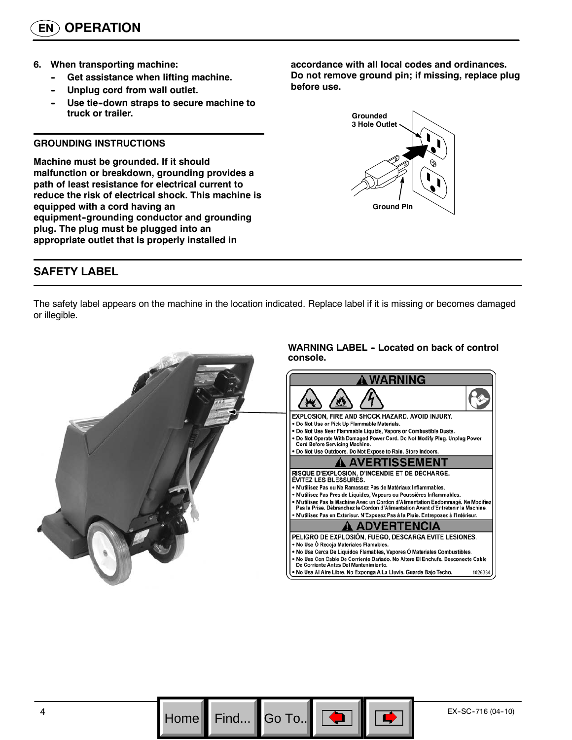## OPERATION

6. **When transporting machine:**
   - **Get assistance when lifting machine.**
   - **Unplug cord from wall outlet.**
   - **Use tie-down straps to secure machine to truck or trailer.**

### GROUNDING INSTRUCTIONS

**Machine must be grounded. If it should malfunction or breakdown, grounding provides a path of least resistance for electrical current to reduce the risk of electrical shock. This machine is equipped with a cord having an equipment-grounding conductor and grounding plug. The plug must be plugged into an appropriate outlet that is properly installed in accordance with all local codes and ordinances. Do not remove ground pin; if missing, replace plug before use.**

Grounded 3 Hole Outlet

Ground Pin

## SAFETY LABEL

The safety label appears on the machine in the location indicated. Replace label if it is missing or becomes damaged or illegible.

**WARNING LABEL - Located on back of control console.**

**⚠ WARNING**

**EXPLOSION, FIRE AND SHOCK HAZARD. AVOID INJURY.**
- Do Not Use or Pick Up Flammable Materials.
- Do Not Use Near Flammable Liquids, Vapors or Combustible Dusts.
- Do Not Operate With Damaged Power Cord. Do Not Modify Plug. Unplug Power Cord Before Servicing Machine.
- Do Not Use Outdoors. Do Not Expose to Rain. Store Indoors.

**⚠ AVERTISSEMENT**

**RISQUE D'EXPLOSION, D'INCENDIE ET DE DÉCHARGE. ÉVITEZ LES BLESSURES.**
- N'utilisez Pas ou Ne Ramassez Pas de Matériaux Inflammables.
- N'utilisez Pas Près de Liquides, Vapeurs ou Poussières Inflammables.
- N'utilisez Pas la Machine Avec un Cordon d'Alimentation Endommagé. Ne Modifiez Pas la Prise. Débranchez le Cordon d'Alimentation Avant d'Entretenir la Machine.
- N'utilisez Pas en Extérieur. N'Exposez Pas à la Pluie. Entreposez à l'Intérieur.

**⚠ ADVERTENCIA**

**PELIGRO DE EXPLOSIÓN, FUEGO, DESCARGA EVITE LESIONES.**
- No Use Ó Recoja Materiales Flamables.
- No Use Cerca De Líquidos Flamables, Vapores Ó Materiales Combustibles.
- No Use Con Cable De Corriente Dañado. No Altere El Enchufe. Desconecte Cable De Corriente Antes Del Mantenimiento.
- No Use Al Aire Libre. No Exponga A La Lluvia. Guarde Bajo Techo.

1026384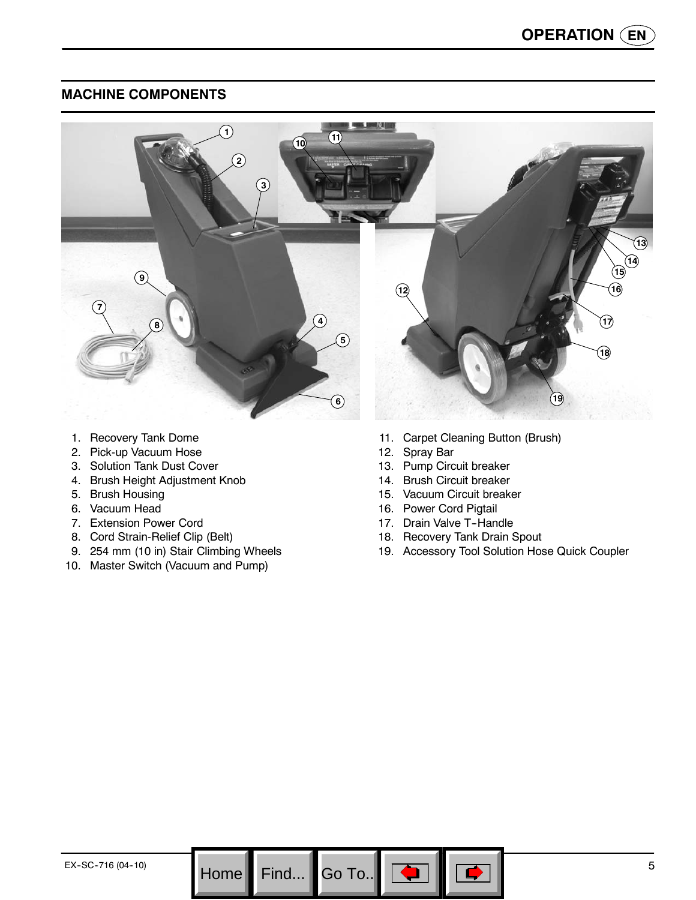## MACHINE COMPONENTS

1. Recovery Tank Dome
2. Pick-up Vacuum Hose
3. Solution Tank Dust Cover
4. Brush Height Adjustment Knob
5. Brush Housing
6. Vacuum Head
7. Extension Power Cord
8. Cord Strain-Relief Clip (Belt)
9. 254 mm (10 in) Stair Climbing Wheels
10. Master Switch (Vacuum and Pump)
11. Carpet Cleaning Button (Brush)
12. Spray Bar
13. Pump Circuit breaker
14. Brush Circuit breaker
15. Vacuum Circuit breaker
16. Power Cord Pigtail
17. Drain Valve T-Handle
18. Recovery Tank Drain Spout
19. Accessory Tool Solution Hose Quick Coupler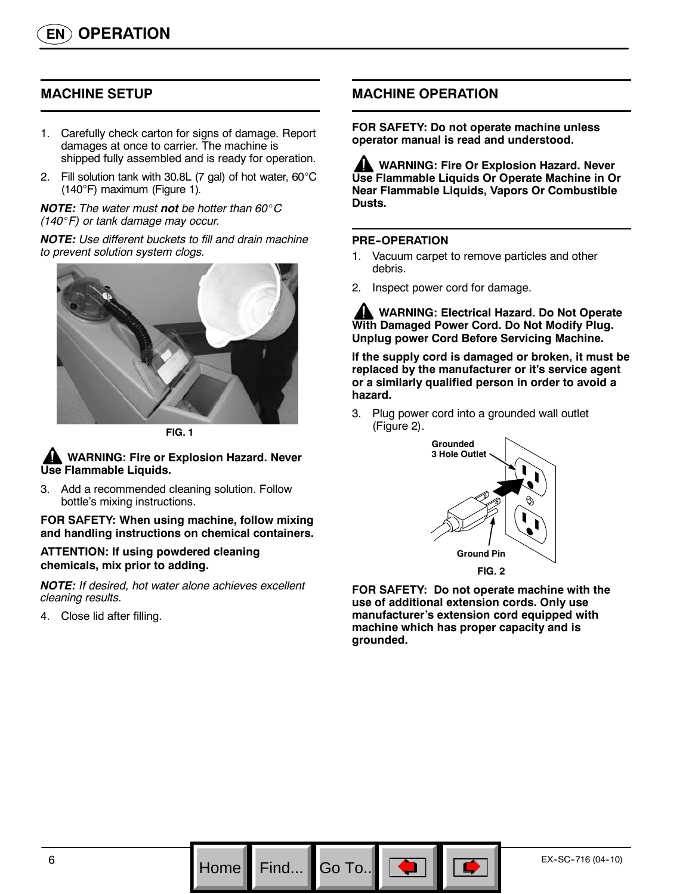# OPERATION

## MACHINE SETUP

1. Carefully check carton for signs of damage. Report damages at once to carrier. The machine is shipped fully assembled and is ready for operation.
2. Fill solution tank with 30.8L (7 gal) of hot water, 60°C (140°F) maximum (Figure 1).

***NOTE:*** *The water must* ***not*** *be hotter than 60°C (140°F) or tank damage may occur.*

***NOTE:*** *Use different buckets to fill and drain machine to prevent solution system clogs.*

**FIG. 1**

**WARNING: Fire or Explosion Hazard. Never Use Flammable Liquids.**

3. Add a recommended cleaning solution. Follow bottle's mixing instructions.

**FOR SAFETY: When using machine, follow mixing and handling instructions on chemical containers.**

**ATTENTION: If using powdered cleaning chemicals, mix prior to adding.**

***NOTE:*** *If desired, hot water alone achieves excellent cleaning results.*

4. Close lid after filling.

## MACHINE OPERATION

**FOR SAFETY: Do not operate machine unless operator manual is read and understood.**

**WARNING: Fire Or Explosion Hazard. Never Use Flammable Liquids Or Operate Machine in Or Near Flammable Liquids, Vapors Or Combustible Dusts.**

### PRE-OPERATION

1. Vacuum carpet to remove particles and other debris.
2. Inspect power cord for damage.

**WARNING: Electrical Hazard. Do Not Operate With Damaged Power Cord. Do Not Modify Plug. Unplug power Cord Before Servicing Machine.**

**If the supply cord is damaged or broken, it must be replaced by the manufacturer or it's service agent or a similarly qualified person in order to avoid a hazard.**

3. Plug power cord into a grounded wall outlet (Figure 2).

Grounded 3 Hole Outlet

Ground Pin

**FIG. 2**

**FOR SAFETY: Do not operate machine with the use of additional extension cords. Only use manufacturer's extension cord equipped with machine which has proper capacity and is grounded.**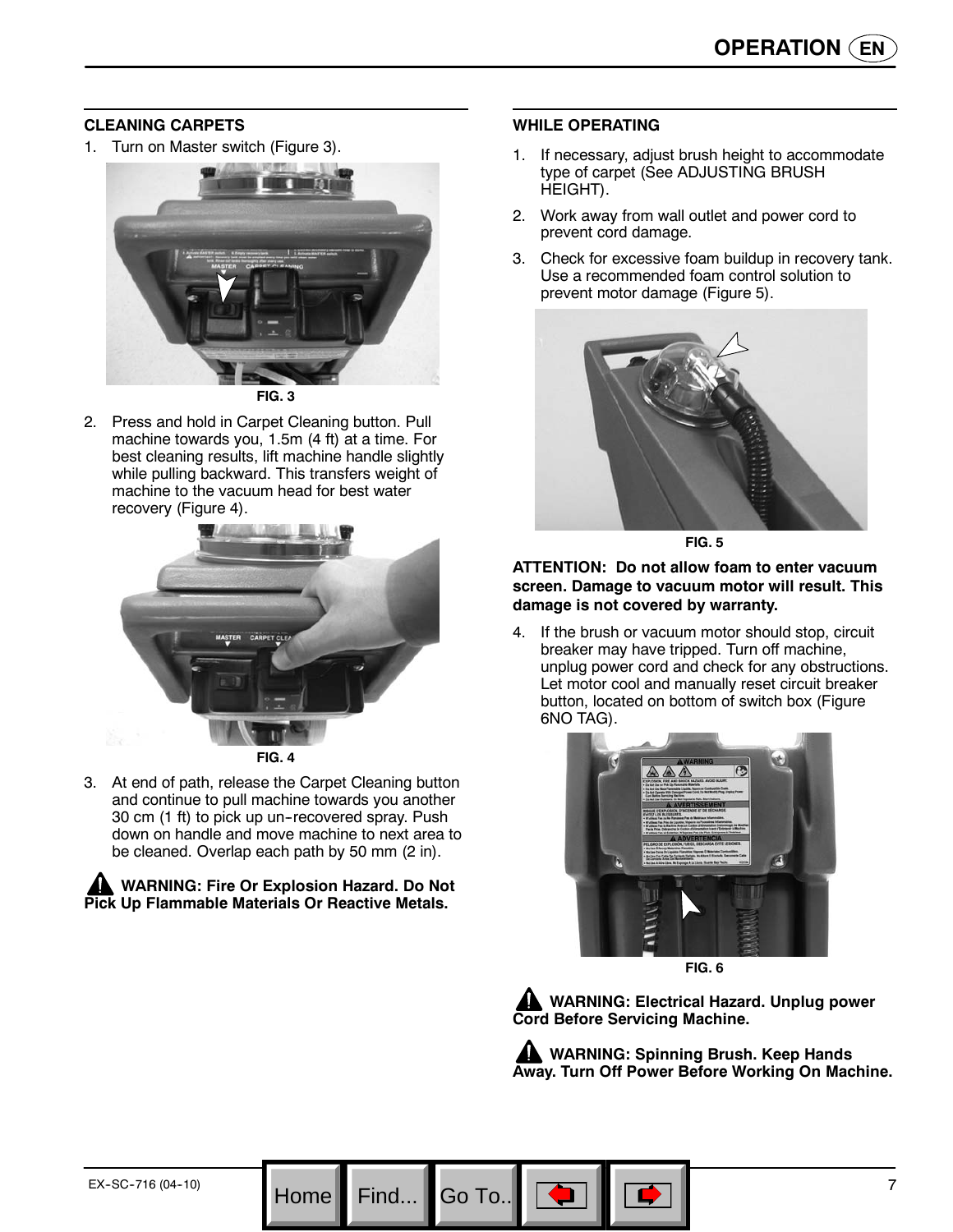## CLEANING CARPETS

1. Turn on Master switch (Figure 3).

FIG. 3

2. Press and hold in Carpet Cleaning button. Pull machine towards you, 1.5m (4 ft) at a time. For best cleaning results, lift machine handle slightly while pulling backward. This transfers weight of machine to the vacuum head for best water recovery (Figure 4).

FIG. 4

3. At end of path, release the Carpet Cleaning button and continue to pull machine towards you another 30 cm (1 ft) to pick up un-recovered spray. Push down on handle and move machine to next area to be cleaned. Overlap each path by 50 mm (2 in).

**WARNING: Fire Or Explosion Hazard. Do Not Pick Up Flammable Materials Or Reactive Metals.**

## WHILE OPERATING

1. If necessary, adjust brush height to accommodate type of carpet (See ADJUSTING BRUSH HEIGHT).
2. Work away from wall outlet and power cord to prevent cord damage.
3. Check for excessive foam buildup in recovery tank. Use a recommended foam control solution to prevent motor damage (Figure 5).

FIG. 5

**ATTENTION: Do not allow foam to enter vacuum screen. Damage to vacuum motor will result. This damage is not covered by warranty.**

4. If the brush or vacuum motor should stop, circuit breaker may have tripped. Turn off machine, unplug power cord and check for any obstructions. Let motor cool and manually reset circuit breaker button, located on bottom of switch box (Figure 6NO TAG).

FIG. 6

**WARNING: Electrical Hazard. Unplug power Cord Before Servicing Machine.**

**WARNING: Spinning Brush. Keep Hands Away. Turn Off Power Before Working On Machine.**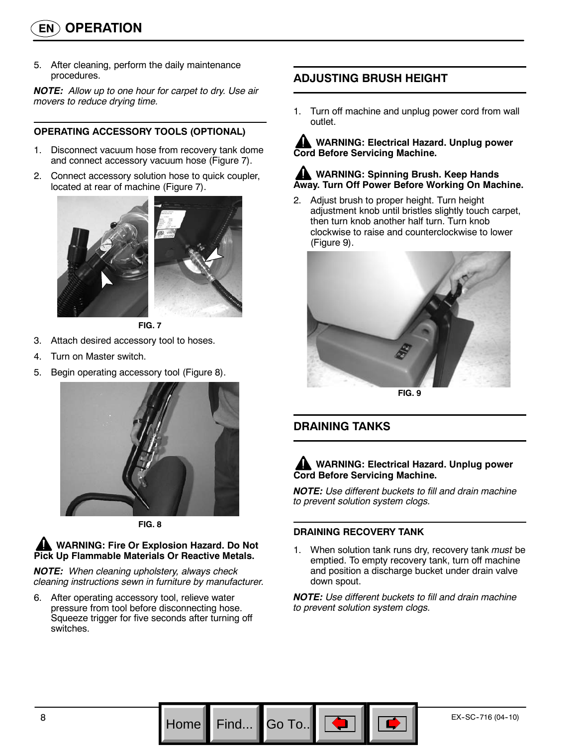5. After cleaning, perform the daily maintenance procedures.

***NOTE:*** *Allow up to one hour for carpet to dry. Use air movers to reduce drying time.*

### OPERATING ACCESSORY TOOLS (OPTIONAL)

1. Disconnect vacuum hose from recovery tank dome and connect accessory vacuum hose (Figure 7).
2. Connect accessory solution hose to quick coupler, located at rear of machine (Figure 7).

**FIG. 7**

3. Attach desired accessory tool to hoses.
4. Turn on Master switch.
5. Begin operating accessory tool (Figure 8).

**FIG. 8**

**WARNING: Fire Or Explosion Hazard. Do Not Pick Up Flammable Materials Or Reactive Metals.**

***NOTE:*** *When cleaning upholstery, always check cleaning instructions sewn in furniture by manufacturer.*

6. After operating accessory tool, relieve water pressure from tool before disconnecting hose. Squeeze trigger for five seconds after turning off switches.

## ADJUSTING BRUSH HEIGHT

1. Turn off machine and unplug power cord from wall outlet.

**WARNING: Electrical Hazard. Unplug power Cord Before Servicing Machine.**

**WARNING: Spinning Brush. Keep Hands Away. Turn Off Power Before Working On Machine.**

2. Adjust brush to proper height. Turn height adjustment knob until bristles slightly touch carpet, then turn knob another half turn. Turn knob clockwise to raise and counterclockwise to lower (Figure 9).

**FIG. 9**

## DRAINING TANKS

**WARNING: Electrical Hazard. Unplug power Cord Before Servicing Machine.**

***NOTE:*** *Use different buckets to fill and drain machine to prevent solution system clogs.*

### DRAINING RECOVERY TANK

1. When solution tank runs dry, recovery tank *must* be emptied. To empty recovery tank, turn off machine and position a discharge bucket under drain valve down spout.

***NOTE:*** *Use different buckets to fill and drain machine to prevent solution system clogs.*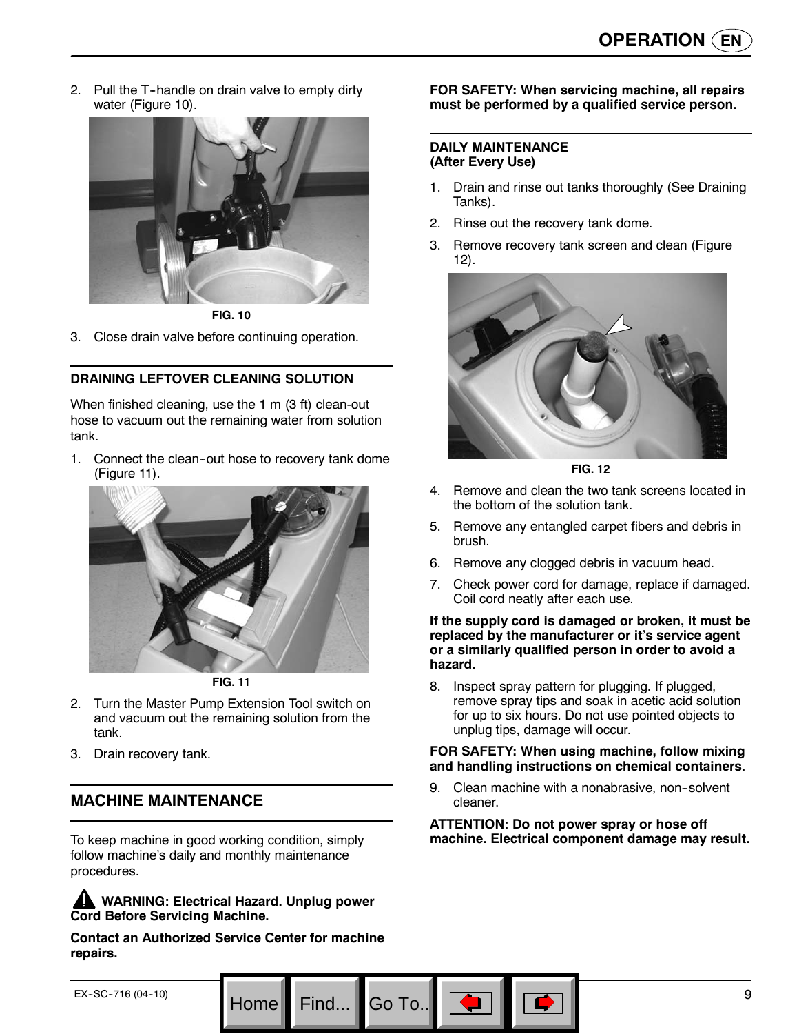2. Pull the T-handle on drain valve to empty dirty water (Figure 10).

FIG. 10

3. Close drain valve before continuing operation.

### DRAINING LEFTOVER CLEANING SOLUTION

When finished cleaning, use the 1 m (3 ft) clean-out hose to vacuum out the remaining water from solution tank.

1. Connect the clean-out hose to recovery tank dome (Figure 11).

FIG. 11

2. Turn the Master Pump Extension Tool switch on and vacuum out the remaining solution from the tank.
3. Drain recovery tank.

## MACHINE MAINTENANCE

To keep machine in good working condition, simply follow machine's daily and monthly maintenance procedures.

**⚠ WARNING: Electrical Hazard. Unplug power Cord Before Servicing Machine.**

**Contact an Authorized Service Center for machine repairs.**

**FOR SAFETY: When servicing machine, all repairs must be performed by a qualified service person.**

### DAILY MAINTENANCE (After Every Use)

1. Drain and rinse out tanks thoroughly (See Draining Tanks).
2. Rinse out the recovery tank dome.
3. Remove recovery tank screen and clean (Figure 12).

FIG. 12

4. Remove and clean the two tank screens located in the bottom of the solution tank.
5. Remove any entangled carpet fibers and debris in brush.
6. Remove any clogged debris in vacuum head.
7. Check power cord for damage, replace if damaged. Coil cord neatly after each use.

**If the supply cord is damaged or broken, it must be replaced by the manufacturer or it's service agent or a similarly qualified person in order to avoid a hazard.**

8. Inspect spray pattern for plugging. If plugged, remove spray tips and soak in acetic acid solution for up to six hours. Do not use pointed objects to unplug tips, damage will occur.

**FOR SAFETY: When using machine, follow mixing and handling instructions on chemical containers.**

9. Clean machine with a nonabrasive, non-solvent cleaner.

**ATTENTION: Do not power spray or hose off machine. Electrical component damage may result.**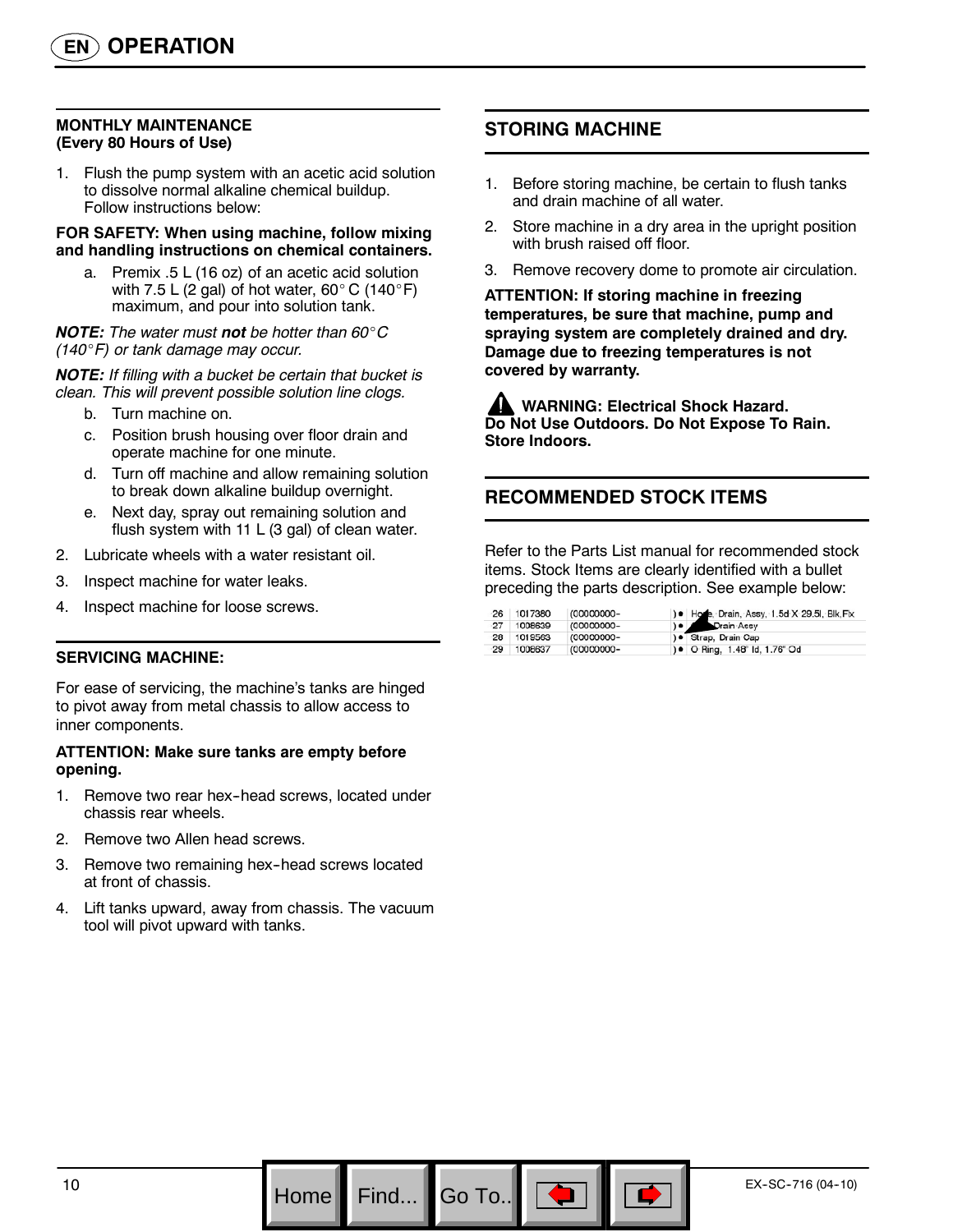# OPERATION

### MONTHLY MAINTENANCE (Every 80 Hours of Use)

1. Flush the pump system with an acetic acid solution to dissolve normal alkaline chemical buildup. Follow instructions below:

**FOR SAFETY: When using machine, follow mixing and handling instructions on chemical containers.**

   a. Premix .5 L (16 oz) of an acetic acid solution with 7.5 L (2 gal) of hot water, 60° C (140° F) maximum, and pour into solution tank.

***NOTE:*** *The water must* ***not*** *be hotter than 60° C (140° F) or tank damage may occur.*

***NOTE:*** *If filling with a bucket be certain that bucket is clean. This will prevent possible solution line clogs.*

   b. Turn machine on.
   c. Position brush housing over floor drain and operate machine for one minute.
   d. Turn off machine and allow remaining solution to break down alkaline buildup overnight.
   e. Next day, spray out remaining solution and flush system with 11 L (3 gal) of clean water.

2. Lubricate wheels with a water resistant oil.
3. Inspect machine for water leaks.
4. Inspect machine for loose screws.

### SERVICING MACHINE:

For ease of servicing, the machine's tanks are hinged to pivot away from metal chassis to allow access to inner components.

**ATTENTION: Make sure tanks are empty before opening.**

1. Remove two rear hex-head screws, located under chassis rear wheels.
2. Remove two Allen head screws.
3. Remove two remaining hex-head screws located at front of chassis.
4. Lift tanks upward, away from chassis. The vacuum tool will pivot upward with tanks.

## STORING MACHINE

1. Before storing machine, be certain to flush tanks and drain machine of all water.
2. Store machine in a dry area in the upright position with brush raised off floor.
3. Remove recovery dome to promote air circulation.

**ATTENTION: If storing machine in freezing temperatures, be sure that machine, pump and spraying system are completely drained and dry. Damage due to freezing temperatures is not covered by warranty.**

**WARNING: Electrical Shock Hazard. Do Not Use Outdoors. Do Not Expose To Rain. Store Indoors.**

## RECOMMENDED STOCK ITEMS

Refer to the Parts List manual for recommended stock items. Stock Items are clearly identified with a bullet preceding the parts description. See example below:

| | | | | |
|---|---|---|---|---|
| 26 | 1017380 | (00000000- | ) ● | Hose, Drain, Assy, 1.5d X 29.5l, Blk,Fix |
| 27 | 1008639 | (00000000- | ) ● | Drain Assy |
| 28 | 1019563 | (00000000- | ) ● | Strap, Drain Cap |
| 29 | 1008637 | (00000000- | ) ● | O Ring, 1.48" Id, 1.76" Od |

EX-SC-716 (04-10)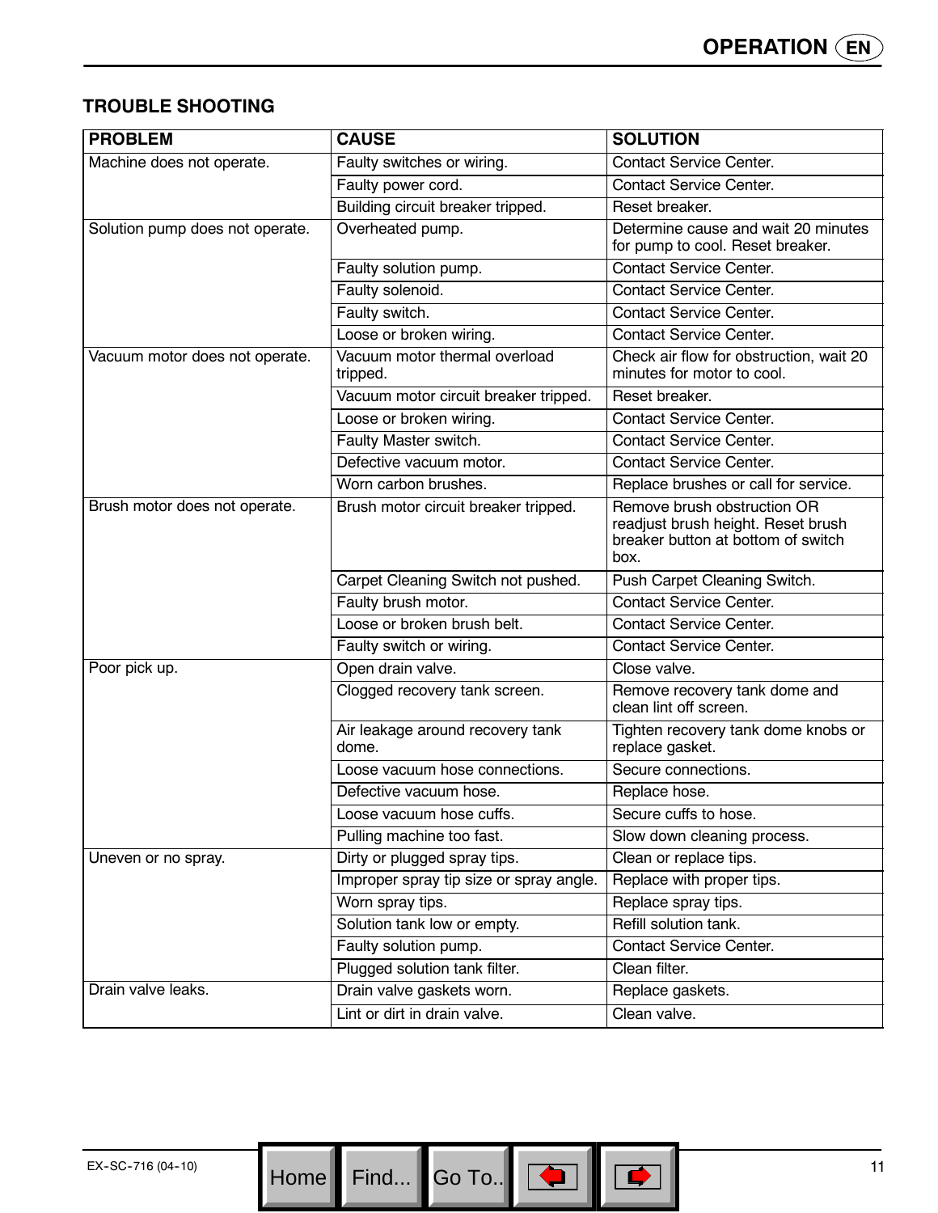## TROUBLE SHOOTING

| PROBLEM | CAUSE | SOLUTION |
|---|---|---|
| Machine does not operate. | Faulty switches or wiring. | Contact Service Center. |
| | Faulty power cord. | Contact Service Center. |
| | Building circuit breaker tripped. | Reset breaker. |
| Solution pump does not operate. | Overheated pump. | Determine cause and wait 20 minutes for pump to cool. Reset breaker. |
| | Faulty solution pump. | Contact Service Center. |
| | Faulty solenoid. | Contact Service Center. |
| | Faulty switch. | Contact Service Center. |
| | Loose or broken wiring. | Contact Service Center. |
| Vacuum motor does not operate. | Vacuum motor thermal overload tripped. | Check air flow for obstruction, wait 20 minutes for motor to cool. |
| | Vacuum motor circuit breaker tripped. | Reset breaker. |
| | Loose or broken wiring. | Contact Service Center. |
| | Faulty Master switch. | Contact Service Center. |
| | Defective vacuum motor. | Contact Service Center. |
| | Worn carbon brushes. | Replace brushes or call for service. |
| Brush motor does not operate. | Brush motor circuit breaker tripped. | Remove brush obstruction OR readjust brush height. Reset brush breaker button at bottom of switch box. |
| | Carpet Cleaning Switch not pushed. | Push Carpet Cleaning Switch. |
| | Faulty brush motor. | Contact Service Center. |
| | Loose or broken brush belt. | Contact Service Center. |
| | Faulty switch or wiring. | Contact Service Center. |
| Poor pick up. | Open drain valve. | Close valve. |
| | Clogged recovery tank screen. | Remove recovery tank dome and clean lint off screen. |
| | Air leakage around recovery tank dome. | Tighten recovery tank dome knobs or replace gasket. |
| | Loose vacuum hose connections. | Secure connections. |
| | Defective vacuum hose. | Replace hose. |
| | Loose vacuum hose cuffs. | Secure cuffs to hose. |
| | Pulling machine too fast. | Slow down cleaning process. |
| Uneven or no spray. | Dirty or plugged spray tips. | Clean or replace tips. |
| | Improper spray tip size or spray angle. | Replace with proper tips. |
| | Worn spray tips. | Replace spray tips. |
| | Solution tank low or empty. | Refill solution tank. |
| | Faulty solution pump. | Contact Service Center. |
| | Plugged solution tank filter. | Clean filter. |
| Drain valve leaks. | Drain valve gaskets worn. | Replace gaskets. |
| | Lint or dirt in drain valve. | Clean valve. |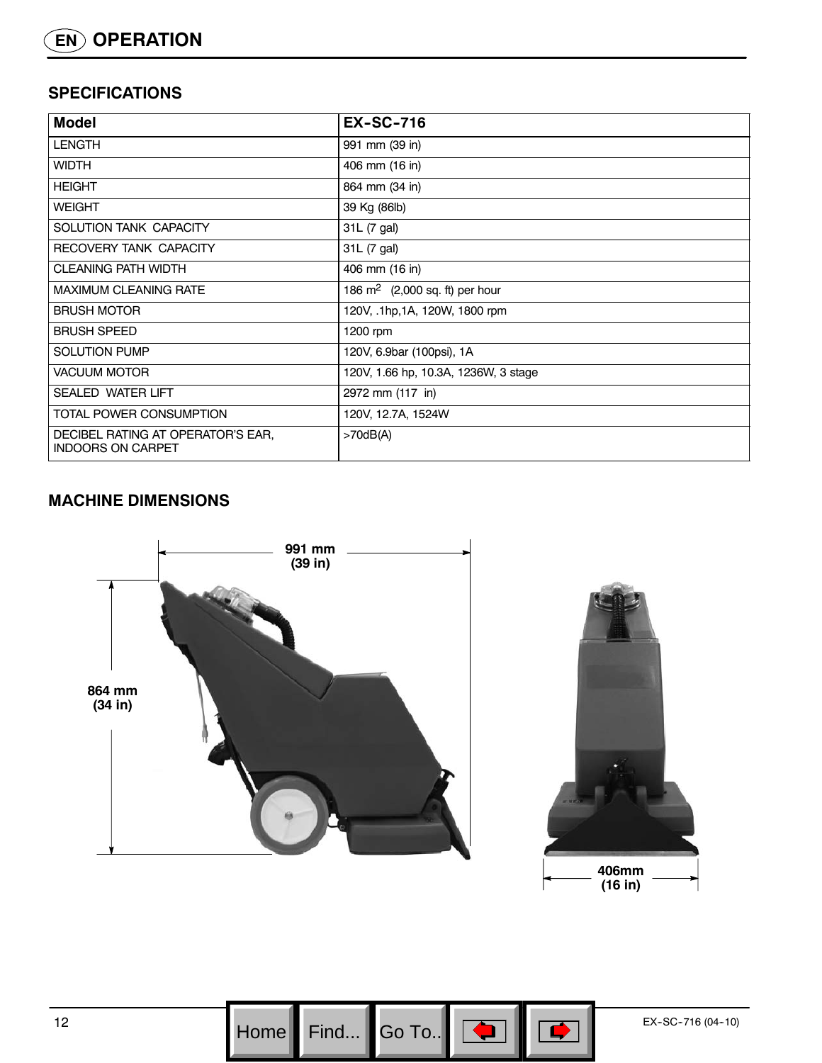## SPECIFICATIONS

| Model | EX-SC-716 |
|---|---|
| LENGTH | 991 mm (39 in) |
| WIDTH | 406 mm (16 in) |
| HEIGHT | 864 mm (34 in) |
| WEIGHT | 39 Kg (86lb) |
| SOLUTION TANK CAPACITY | 31L (7 gal) |
| RECOVERY TANK CAPACITY | 31L (7 gal) |
| CLEANING PATH WIDTH | 406 mm (16 in) |
| MAXIMUM CLEANING RATE | 186 $m^2$ (2,000 sq. ft) per hour |
| BRUSH MOTOR | 120V, .1hp,1A, 120W, 1800 rpm |
| BRUSH SPEED | 1200 rpm |
| SOLUTION PUMP | 120V, 6.9bar (100psi), 1A |
| VACUUM MOTOR | 120V, 1.66 hp, 10.3A, 1236W, 3 stage |
| SEALED WATER LIFT | 2972 mm (117 in) |
| TOTAL POWER CONSUMPTION | 120V, 12.7A, 1524W |
| DECIBEL RATING AT OPERATOR'S EAR, INDOORS ON CARPET | >70dB(A) |

## MACHINE DIMENSIONS

991 mm (39 in)

864 mm (34 in)

406mm (16 in)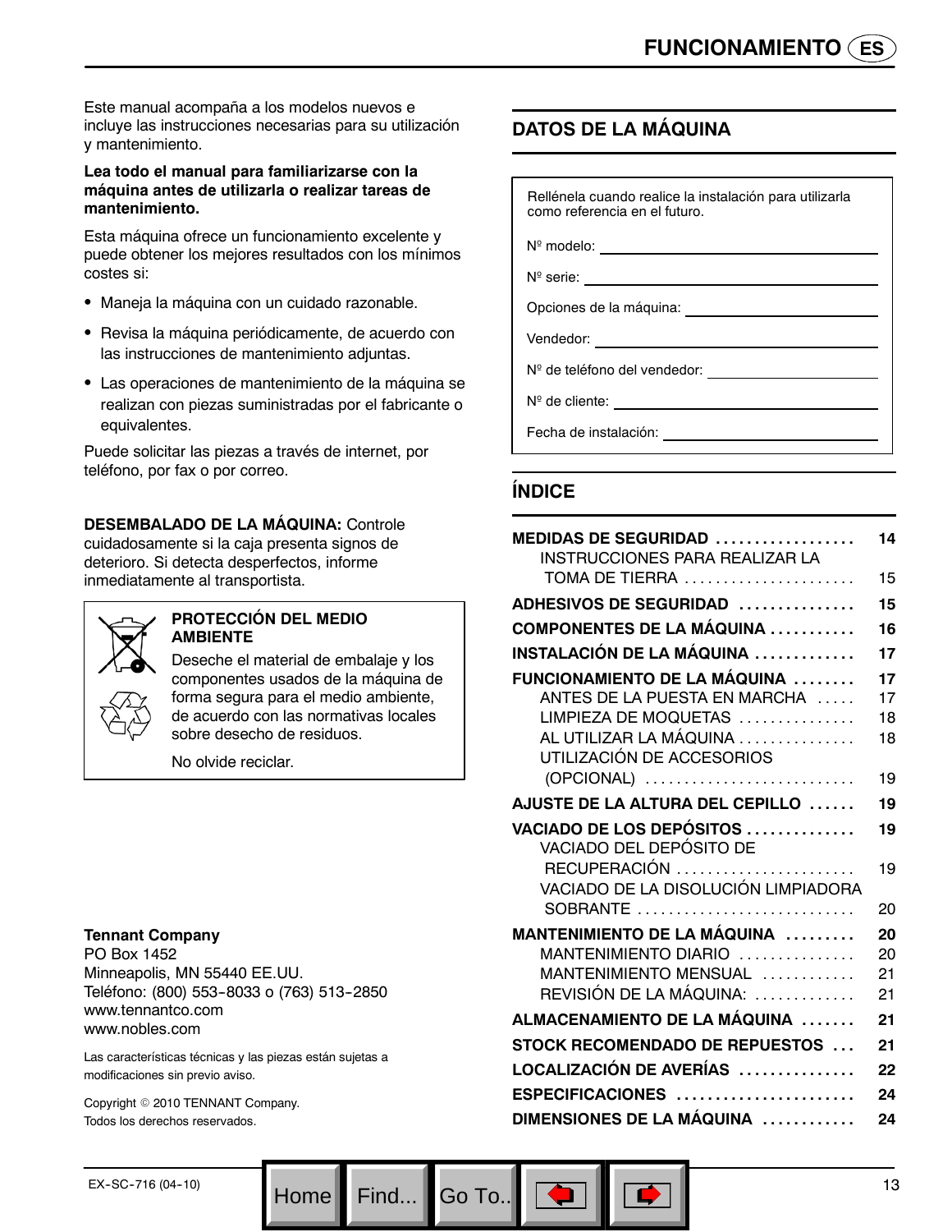Este manual acompaña a los modelos nuevos e incluye las instrucciones necesarias para su utilización y mantenimiento.

**Lea todo el manual para familiarizarse con la máquina antes de utilizarla o realizar tareas de mantenimiento.**

Esta máquina ofrece un funcionamiento excelente y puede obtener los mejores resultados con los mínimos costes si:

- Maneja la máquina con un cuidado razonable.
- Revisa la máquina periódicamente, de acuerdo con las instrucciones de mantenimiento adjuntas.
- Las operaciones de mantenimiento de la máquina se realizan con piezas suministradas por el fabricante o equivalentes.

Puede solicitar las piezas a través de internet, por teléfono, por fax o por correo.

**DESEMBALADO DE LA MÁQUINA:** Controle cuidadosamente si la caja presenta signos de deterioro. Si detecta desperfectos, informe inmediatamente al transportista.

**PROTECCIÓN DEL MEDIO AMBIENTE**

Deseche el material de embalaje y los componentes usados de la máquina de forma segura para el medio ambiente, de acuerdo con las normativas locales sobre desecho de residuos.

No olvide reciclar.

**Tennant Company**
PO Box 1452
Minneapolis, MN 55440 EE.UU.
Teléfono: (800) 553-8033 o (763) 513-2850
www.tennantco.com
www.nobles.com

Las características técnicas y las piezas están sujetas a modificaciones sin previo aviso.

Copyright © 2010 TENNANT Company.
Todos los derechos reservados.

## DATOS DE LA MÁQUINA

Rellénela cuando realice la instalación para utilizarla como referencia en el futuro.

Nº modelo: ____________________

Nº serie: ____________________

Opciones de la máquina: ____________________

Vendedor: ____________________

Nº de teléfono del vendedor: ____________________

Nº de cliente: ____________________

Fecha de instalación: ____________________

## ÍNDICE

| | |
|---|---|
| **MEDIDAS DE SEGURIDAD** | **14** |
| INSTRUCCIONES PARA REALIZAR LA TOMA DE TIERRA | 15 |
| **ADHESIVOS DE SEGURIDAD** | **15** |
| **COMPONENTES DE LA MÁQUINA** | **16** |
| **INSTALACIÓN DE LA MÁQUINA** | **17** |
| **FUNCIONAMIENTO DE LA MÁQUINA** | **17** |
| ANTES DE LA PUESTA EN MARCHA | 17 |
| LIMPIEZA DE MOQUETAS | 18 |
| AL UTILIZAR LA MÁQUINA | 18 |
| UTILIZACIÓN DE ACCESORIOS (OPCIONAL) | 19 |
| **AJUSTE DE LA ALTURA DEL CEPILLO** | **19** |
| **VACIADO DE LOS DEPÓSITOS** | **19** |
| VACIADO DEL DEPÓSITO DE RECUPERACIÓN | 19 |
| VACIADO DE LA DISOLUCIÓN LIMPIADORA SOBRANTE | 20 |
| **MANTENIMIENTO DE LA MÁQUINA** | **20** |
| MANTENIMIENTO DIARIO | 20 |
| MANTENIMIENTO MENSUAL | 21 |
| REVISIÓN DE LA MÁQUINA: | 21 |
| **ALMACENAMIENTO DE LA MÁQUINA** | **21** |
| **STOCK RECOMENDADO DE REPUESTOS** | **21** |
| **LOCALIZACIÓN DE AVERÍAS** | **22** |
| **ESPECIFICACIONES** | **24** |
| **DIMENSIONES DE LA MÁQUINA** | **24** |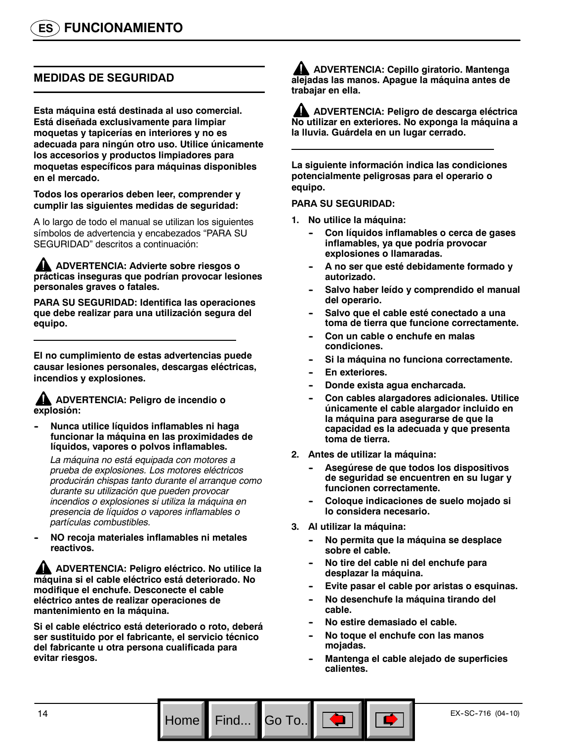# ES FUNCIONAMIENTO

## MEDIDAS DE SEGURIDAD

**Esta máquina está destinada al uso comercial. Está diseñada exclusivamente para limpiar moquetas y tapicerías en interiores y no es adecuada para ningún otro uso. Utilice únicamente los accesorios y productos limpiadores para moquetas específicos para máquinas disponibles en el mercado.**

**Todos los operarios deben leer, comprender y cumplir las siguientes medidas de seguridad:**

A lo largo de todo el manual se utilizan los siguientes símbolos de advertencia y encabezados "PARA SU SEGURIDAD" descritos a continuación:

**⚠ ADVERTENCIA: Advierte sobre riesgos o prácticas inseguras que podrían provocar lesiones personales graves o fatales.**

**PARA SU SEGURIDAD: Identifica las operaciones que debe realizar para una utilización segura del equipo.**

---

**El no cumplimiento de estas advertencias puede causar lesiones personales, descargas eléctricas, incendios y explosiones.**

**⚠ ADVERTENCIA: Peligro de incendio o explosión:**

- **Nunca utilice líquidos inflamables ni haga funcionar la máquina en las proximidades de líquidos, vapores o polvos inflamables.**

  *La máquina no está equipada con motores a prueba de explosiones. Los motores eléctricos producirán chispas tanto durante el arranque como durante su utilización que pueden provocar incendios o explosiones si utiliza la máquina en presencia de líquidos o vapores inflamables o partículas combustibles.*

- **NO recoja materiales inflamables ni metales reactivos.**

**⚠ ADVERTENCIA: Peligro eléctrico. No utilice la máquina si el cable eléctrico está deteriorado. No modifique el enchufe. Desconecte el cable eléctrico antes de realizar operaciones de mantenimiento en la máquina.**

**Si el cable eléctrico está deteriorado o roto, deberá ser sustituido por el fabricante, el servicio técnico del fabricante u otra persona cualificada para evitar riesgos.**

**⚠ ADVERTENCIA: Cepillo giratorio. Mantenga alejadas las manos. Apague la máquina antes de trabajar en ella.**

**⚠ ADVERTENCIA: Peligro de descarga eléctrica No utilizar en exteriores. No exponga la máquina a la lluvia. Guárdela en un lugar cerrado.**

---

**La siguiente información indica las condiciones potencialmente peligrosas para el operario o equipo.**

**PARA SU SEGURIDAD:**

1. **No utilice la máquina:**
   - **Con líquidos inflamables o cerca de gases inflamables, ya que podría provocar explosiones o llamaradas.**
   - **A no ser que esté debidamente formado y autorizado.**
   - **Salvo haber leído y comprendido el manual del operario.**
   - **Salvo que el cable esté conectado a una toma de tierra que funcione correctamente.**
   - **Con un cable o enchufe en malas condiciones.**
   - **Si la máquina no funciona correctamente.**
   - **En exteriores.**
   - **Donde exista agua encharcada.**
   - **Con cables alargadores adicionales. Utilice únicamente el cable alargador incluido en la máquina para asegurarse de que la capacidad es la adecuada y que presenta toma de tierra.**
2. **Antes de utilizar la máquina:**
   - **Asegúrese de que todos los dispositivos de seguridad se encuentren en su lugar y funcionen correctamente.**
   - **Coloque indicaciones de suelo mojado si lo considera necesario.**
3. **Al utilizar la máquina:**
   - **No permita que la máquina se desplace sobre el cable.**
   - **No tire del cable ni del enchufe para desplazar la máquina.**
   - **Evite pasar el cable por aristas o esquinas.**
   - **No desenchufe la máquina tirando del cable.**
   - **No estire demasiado el cable.**
   - **No toque el enchufe con las manos mojadas.**
   - **Mantenga el cable alejado de superficies calientes.**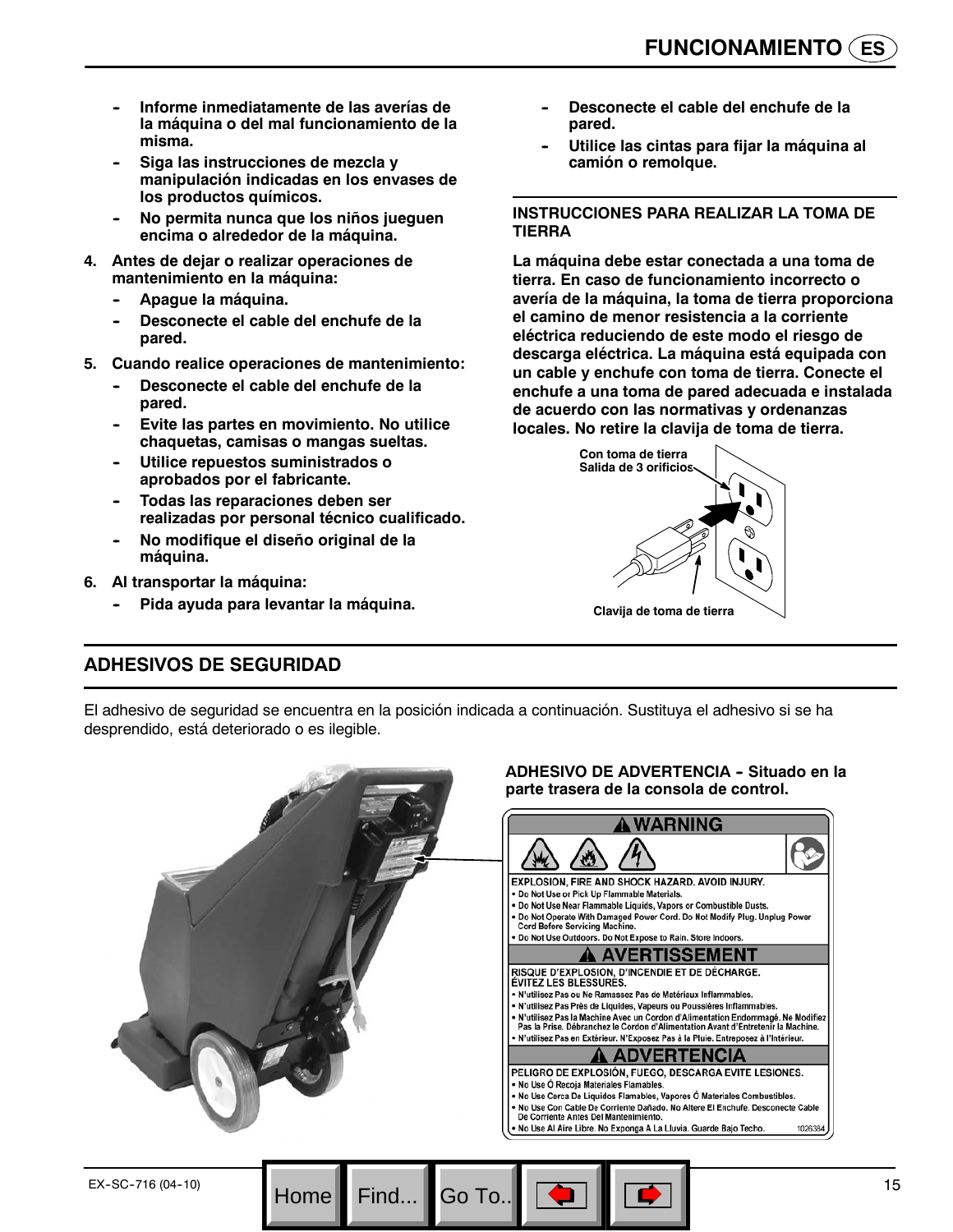- **Informe inmediatamente de las averías de la máquina o del mal funcionamiento de la misma.**
- **Siga las instrucciones de mezcla y manipulación indicadas en los envases de los productos químicos.**
- **No permita nunca que los niños jueguen encima o alrededor de la máquina.**

**4. Antes de dejar o realizar operaciones de mantenimiento en la máquina:**

- **Apague la máquina.**
- **Desconecte el cable del enchufe de la pared.**

**5. Cuando realice operaciones de mantenimiento:**

- **Desconecte el cable del enchufe de la pared.**
- **Evite las partes en movimiento. No utilice chaquetas, camisas o mangas sueltas.**
- **Utilice repuestos suministrados o aprobados por el fabricante.**
- **Todas las reparaciones deben ser realizadas por personal técnico cualificado.**
- **No modifique el diseño original de la máquina.**

**6. Al transportar la máquina:**

- **Pida ayuda para levantar la máquina.**
- **Desconecte el cable del enchufe de la pared.**
- **Utilice las cintas para fijar la máquina al camión o remolque.**

### INSTRUCCIONES PARA REALIZAR LA TOMA DE TIERRA

**La máquina debe estar conectada a una toma de tierra. En caso de funcionamiento incorrecto o avería de la máquina, la toma de tierra proporciona el camino de menor resistencia a la corriente eléctrica reduciendo de este modo el riesgo de descarga eléctrica. La máquina está equipada con un cable y enchufe con toma de tierra. Conecte el enchufe a una toma de pared adecuada e instalada de acuerdo con las normativas y ordenanzas locales. No retire la clavija de toma de tierra.**

Con toma de tierra Salida de 3 orificios

Clavija de toma de tierra

## ADHESIVOS DE SEGURIDAD

El adhesivo de seguridad se encuentra en la posición indicada a continuación. Sustituya el adhesivo si se ha desprendido, está deteriorado o es ilegible.

**ADHESIVO DE ADVERTENCIA - Situado en la parte trasera de la consola de control.**

**⚠ WARNING**

EXPLOSION, FIRE AND SHOCK HAZARD. AVOID INJURY.
- Do Not Use or Pick Up Flammable Materials.
- Do Not Use Near Flammable Liquids, Vapors or Combustible Dusts.
- Do Not Operate With Damaged Power Cord. Do Not Modify Plug. Unplug Power Cord Before Servicing Machine.
- Do Not Use Outdoors. Do Not Expose to Rain. Store Indoors.

**⚠ AVERTISSEMENT**

RISQUE D'EXPLOSION, D'INCENDIE ET DE DÉCHARGE. ÉVITEZ LES BLESSURES.
- N'utilisez Pas ou Ne Ramassez Pas de Matériaux Inflammables.
- N'utilisez Pas Près de Liquides, Vapeurs ou Poussières Inflammables.
- N'utilisez Pas la Machine Avec un Cordon d'Alimentation Endommagé. Ne Modifiez Pas la Prise. Débranchez le Cordon d'Alimentation Avant d'Entretenir la Machine.
- N'utilisez Pas en Extérieur. N'Exposez Pas à la Pluie. Entreposez à l'Intérieur.

**⚠ ADVERTENCIA**

PELIGRO DE EXPLOSIÓN, FUEGO, DESCARGA EVITE LESIONES.
- No Use Ó Recoja Materiales Flamables.
- No Use Cerca De Liquidos Flamables, Vapores Ó Materiales Combustibles.
- No Use Con Cable De Corriente Dañado. No Altere El Enchufe. Desconecte Cable De Corriente Antes Del Mantenimiento.
- No Use Al Aire Libre. No Exponga A La Lluvia. Guarde Bajo Techo.

1026384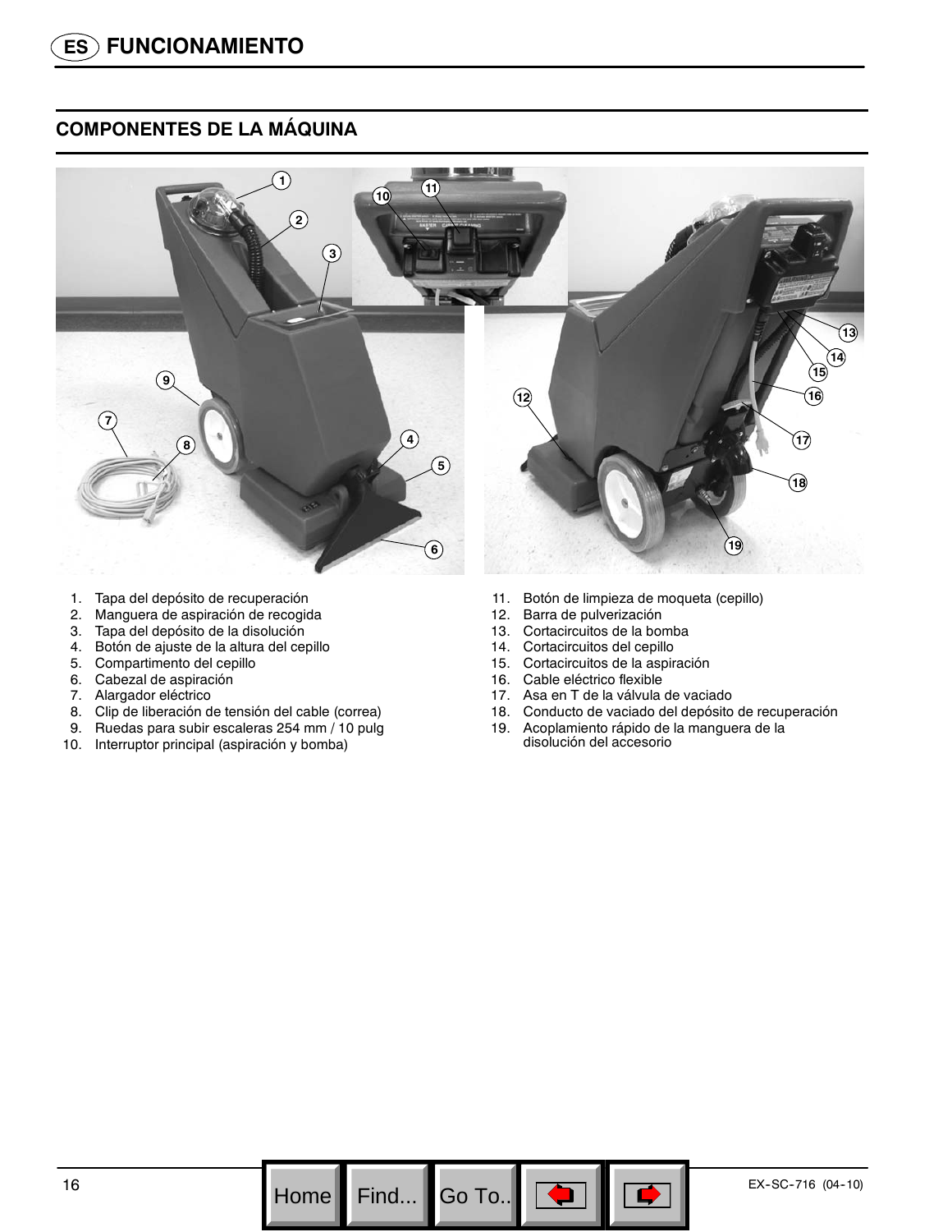## COMPONENTES DE LA MÁQUINA

1. Tapa del depósito de recuperación
2. Manguera de aspiración de recogida
3. Tapa del depósito de la disolución
4. Botón de ajuste de la altura del cepillo
5. Compartimento del cepillo
6. Cabezal de aspiración
7. Alargador eléctrico
8. Clip de liberación de tensión del cable (correa)
9. Ruedas para subir escaleras 254 mm / 10 pulg
10. Interruptor principal (aspiración y bomba)
11. Botón de limpieza de moqueta (cepillo)
12. Barra de pulverización
13. Cortacircuitos de la bomba
14. Cortacircuitos del cepillo
15. Cortacircuitos de la aspiración
16. Cable eléctrico flexible
17. Asa en T de la válvula de vaciado
18. Conducto de vaciado del depósito de recuperación
19. Acoplamiento rápido de la manguera de la disolución del accesorio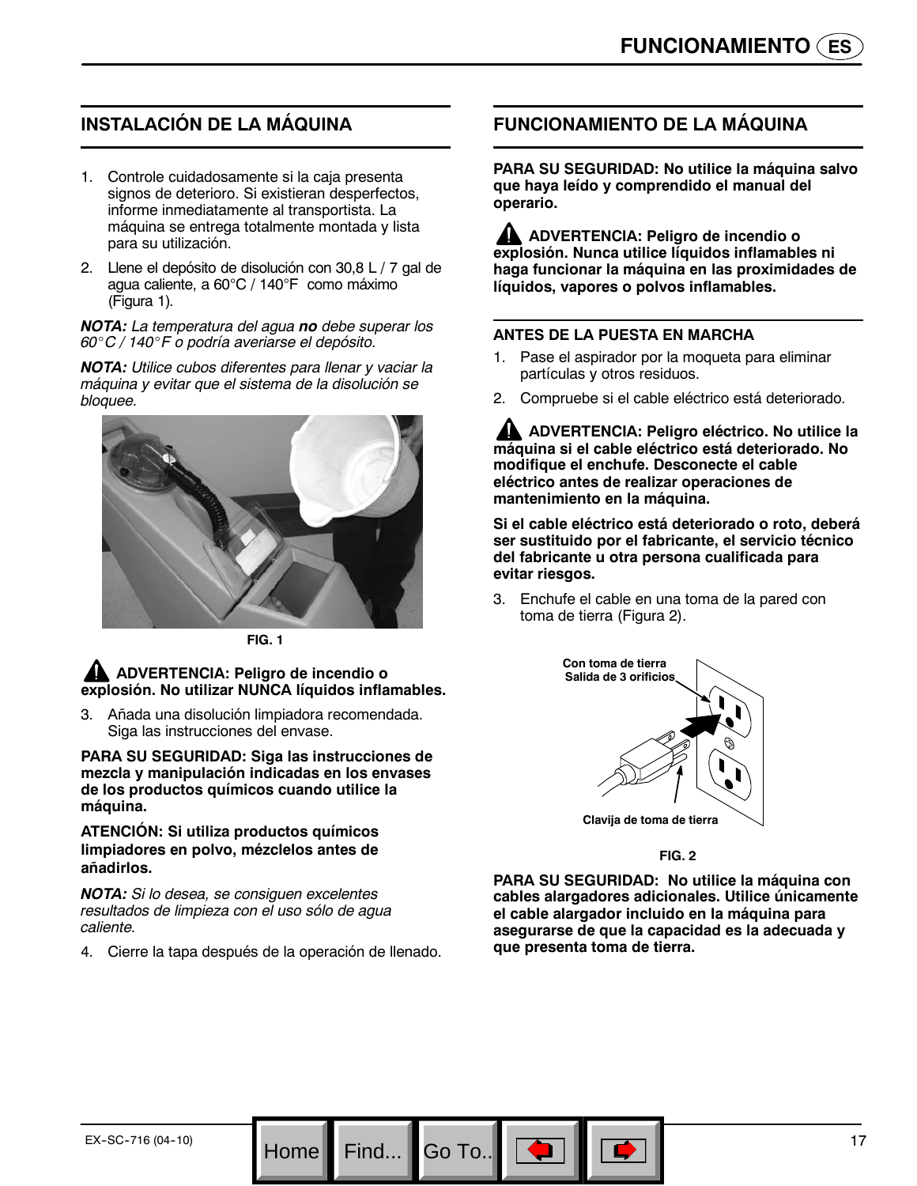## INSTALACIÓN DE LA MÁQUINA

1. Controle cuidadosamente si la caja presenta signos de deterioro. Si existieran desperfectos, informe inmediatamente al transportista. La máquina se entrega totalmente montada y lista para su utilización.
2. Llene el depósito de disolución con 30,8 L / 7 gal de agua caliente, a 60°C / 140°F como máximo (Figura 1).

***NOTA:*** *La temperatura del agua* ***no*** *debe superar los 60°C / 140°F o podría averiarse el depósito.*

***NOTA:*** *Utilice cubos diferentes para llenar y vaciar la máquina y evitar que el sistema de la disolución se bloquee.*

**FIG. 1**

**⚠ ADVERTENCIA: Peligro de incendio o explosión. No utilizar NUNCA líquidos inflamables.**

3. Añada una disolución limpiadora recomendada. Siga las instrucciones del envase.

**PARA SU SEGURIDAD: Siga las instrucciones de mezcla y manipulación indicadas en los envases de los productos químicos cuando utilice la máquina.**

**ATENCIÓN: Si utiliza productos químicos limpiadores en polvo, mézclelos antes de añadirlos.**

***NOTA:*** *Si lo desea, se consiguen excelentes resultados de limpieza con el uso sólo de agua caliente.*

4. Cierre la tapa después de la operación de llenado.

## FUNCIONAMIENTO DE LA MÁQUINA

**PARA SU SEGURIDAD: No utilice la máquina salvo que haya leído y comprendido el manual del operario.**

**⚠ ADVERTENCIA: Peligro de incendio o explosión. Nunca utilice líquidos inflamables ni haga funcionar la máquina en las proximidades de líquidos, vapores o polvos inflamables.**

### ANTES DE LA PUESTA EN MARCHA

1. Pase el aspirador por la moqueta para eliminar partículas y otros residuos.
2. Compruebe si el cable eléctrico está deteriorado.

**⚠ ADVERTENCIA: Peligro eléctrico. No utilice la máquina si el cable eléctrico está deteriorado. No modifique el enchufe. Desconecte el cable eléctrico antes de realizar operaciones de mantenimiento en la máquina.**

**Si el cable eléctrico está deteriorado o roto, deberá ser sustituido por el fabricante, el servicio técnico del fabricante u otra persona cualificada para evitar riesgos.**

3. Enchufe el cable en una toma de la pared con toma de tierra (Figura 2).

Con toma de tierra
Salida de 3 orificios

Clavija de toma de tierra

**FIG. 2**

**PARA SU SEGURIDAD: No utilice la máquina con cables alargadores adicionales. Utilice únicamente el cable alargador incluido en la máquina para asegurarse de que la capacidad es la adecuada y que presenta toma de tierra.**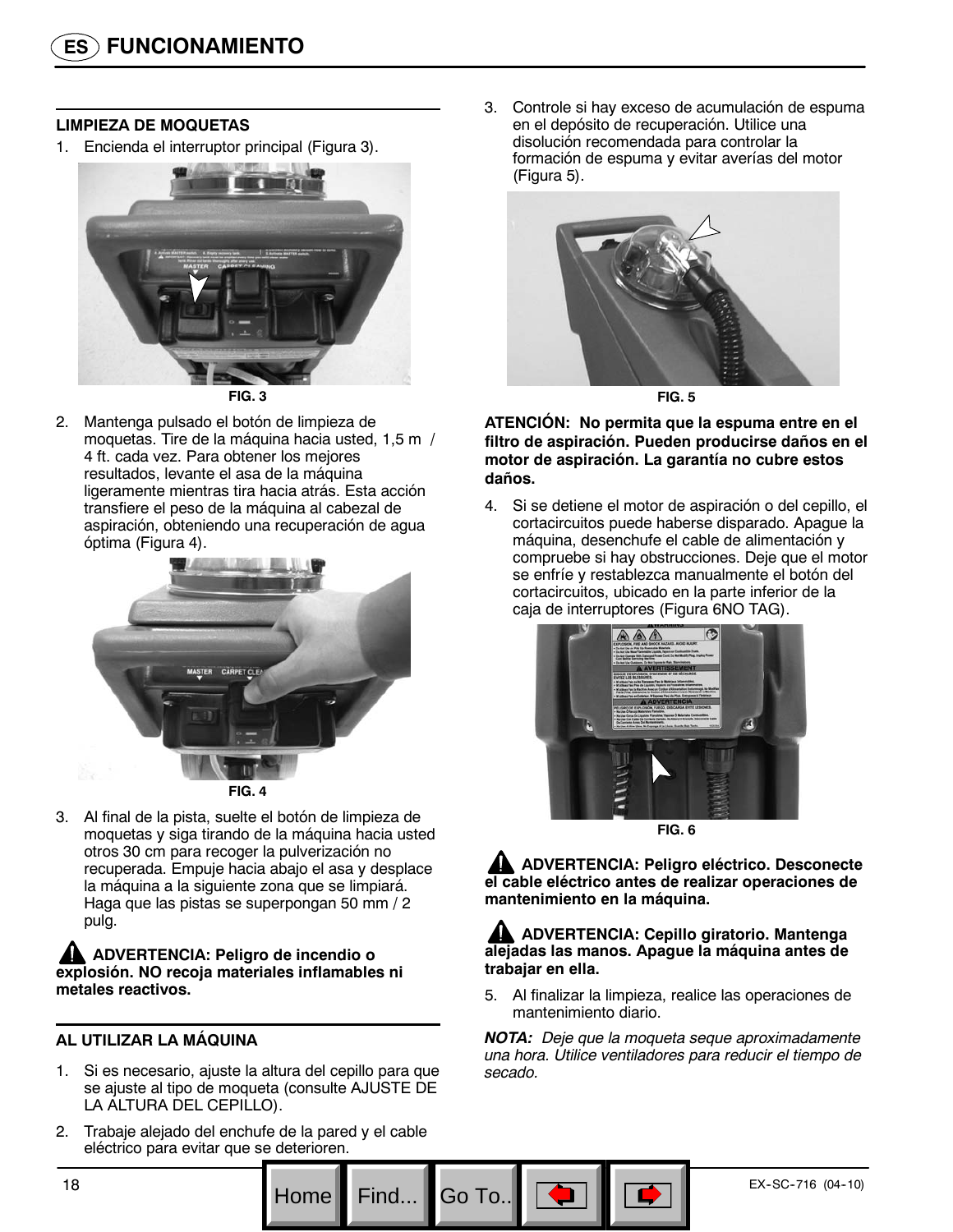# FUNCIONAMIENTO

## LIMPIEZA DE MOQUETAS

1. Encienda el interruptor principal (Figura 3).

FIG. 3

2. Mantenga pulsado el botón de limpieza de moquetas. Tire de la máquina hacia usted, 1,5 m / 4 ft. cada vez. Para obtener los mejores resultados, levante el asa de la máquina ligeramente mientras tira hacia atrás. Esta acción transfiere el peso de la máquina al cabezal de aspiración, obteniendo una recuperación de agua óptima (Figura 4).

FIG. 4

3. Al final de la pista, suelte el botón de limpieza de moquetas y siga tirando de la máquina hacia usted otros 30 cm para recoger la pulverización no recuperada. Empuje hacia abajo el asa y desplace la máquina a la siguiente zona que se limpiará. Haga que las pistas se superpongan 50 mm / 2 pulg.

**ADVERTENCIA: Peligro de incendio o explosión. NO recoja materiales inflamables ni metales reactivos.**

## AL UTILIZAR LA MÁQUINA

1. Si es necesario, ajuste la altura del cepillo para que se ajuste al tipo de moqueta (consulte AJUSTE DE LA ALTURA DEL CEPILLO).
2. Trabaje alejado del enchufe de la pared y el cable eléctrico para evitar que se deterioren.
3. Controle si hay exceso de acumulación de espuma en el depósito de recuperación. Utilice una disolución recomendada para controlar la formación de espuma y evitar averías del motor (Figura 5).

FIG. 5

**ATENCIÓN: No permita que la espuma entre en el filtro de aspiración. Pueden producirse daños en el motor de aspiración. La garantía no cubre estos daños.**

4. Si se detiene el motor de aspiración o del cepillo, el cortacircuitos puede haberse disparado. Apague la máquina, desenchufe el cable de alimentación y compruebe si hay obstrucciones. Deje que el motor se enfríe y restablezca manualmente el botón del cortacircuitos, ubicado en la parte inferior de la caja de interruptores (Figura 6NO TAG).

FIG. 6

**ADVERTENCIA: Peligro eléctrico. Desconecte el cable eléctrico antes de realizar operaciones de mantenimiento en la máquina.**

**ADVERTENCIA: Cepillo giratorio. Mantenga alejadas las manos. Apague la máquina antes de trabajar en ella.**

5. Al finalizar la limpieza, realice las operaciones de mantenimiento diario.

***NOTA:*** *Deje que la moqueta seque aproximadamente una hora. Utilice ventiladores para reducir el tiempo de secado.*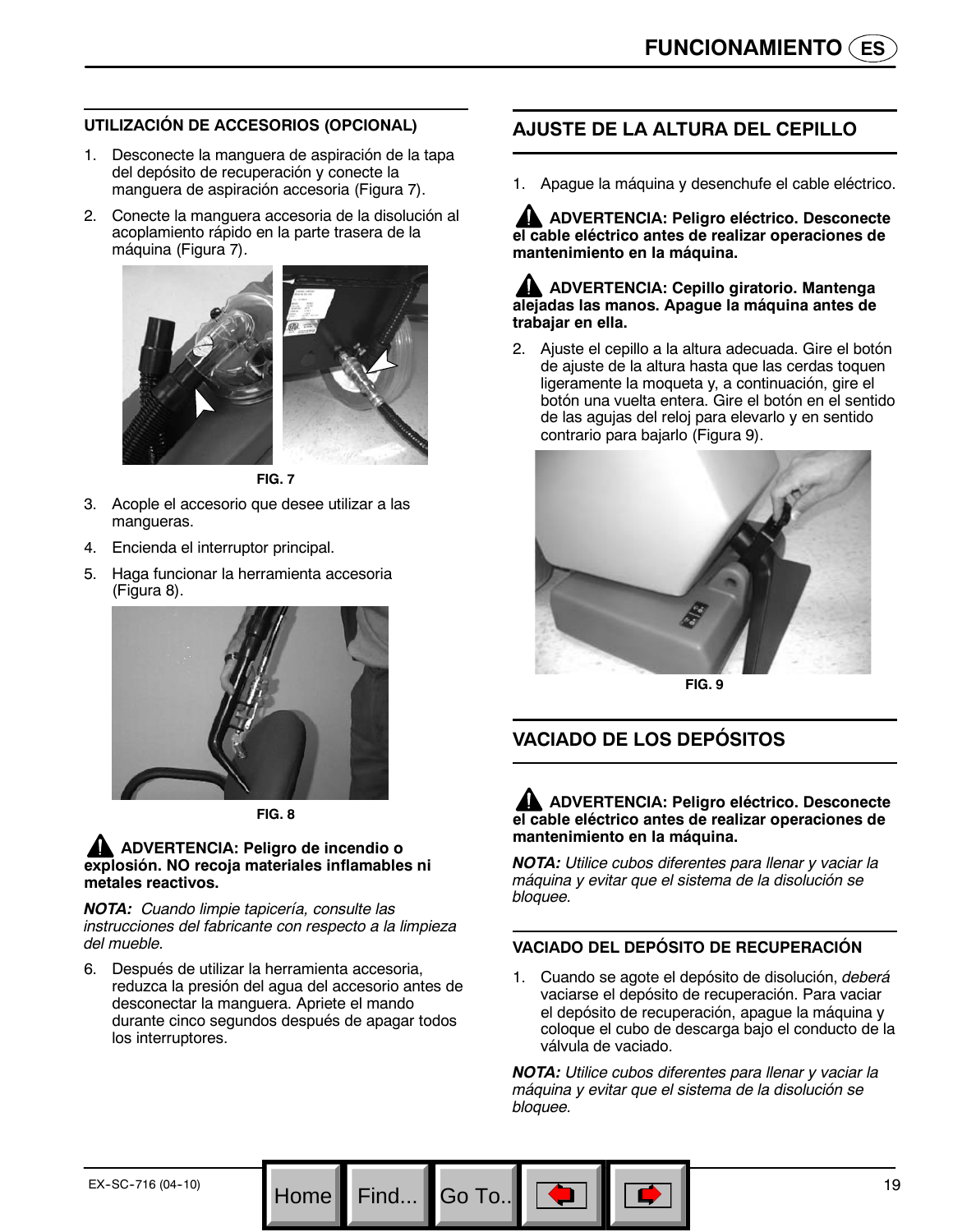### UTILIZACIÓN DE ACCESORIOS (OPCIONAL)

1. Desconecte la manguera de aspiración de la tapa del depósito de recuperación y conecte la manguera de aspiración accesoria (Figura 7).
2. Conecte la manguera accesoria de la disolución al acoplamiento rápido en la parte trasera de la máquina (Figura 7).

**FIG. 7**

3. Acople el accesorio que desee utilizar a las mangueras.
4. Encienda el interruptor principal.
5. Haga funcionar la herramienta accesoria (Figura 8).

**FIG. 8**

**ADVERTENCIA: Peligro de incendio o explosión. NO recoja materiales inflamables ni metales reactivos.**

***NOTA:*** *Cuando limpie tapicería, consulte las instrucciones del fabricante con respecto a la limpieza del mueble.*

6. Después de utilizar la herramienta accesoria, reduzca la presión del agua del accesorio antes de desconectar la manguera. Apriete el mando durante cinco segundos después de apagar todos los interruptores.

## AJUSTE DE LA ALTURA DEL CEPILLO

1. Apague la máquina y desenchufe el cable eléctrico.

**ADVERTENCIA: Peligro eléctrico. Desconecte el cable eléctrico antes de realizar operaciones de mantenimiento en la máquina.**

**ADVERTENCIA: Cepillo giratorio. Mantenga alejadas las manos. Apague la máquina antes de trabajar en ella.**

2. Ajuste el cepillo a la altura adecuada. Gire el botón de ajuste de la altura hasta que las cerdas toquen ligeramente la moqueta y, a continuación, gire el botón una vuelta entera. Gire el botón en el sentido de las agujas del reloj para elevarlo y en sentido contrario para bajarlo (Figura 9).

**FIG. 9**

## VACIADO DE LOS DEPÓSITOS

**ADVERTENCIA: Peligro eléctrico. Desconecte el cable eléctrico antes de realizar operaciones de mantenimiento en la máquina.**

***NOTA:*** *Utilice cubos diferentes para llenar y vaciar la máquina y evitar que el sistema de la disolución se bloquee.*

### VACIADO DEL DEPÓSITO DE RECUPERACIÓN

1. Cuando se agote el depósito de disolución, *deberá* vaciarse el depósito de recuperación. Para vaciar el depósito de recuperación, apague la máquina y coloque el cubo de descarga bajo el conducto de la válvula de vaciado.

***NOTA:*** *Utilice cubos diferentes para llenar y vaciar la máquina y evitar que el sistema de la disolución se bloquee.*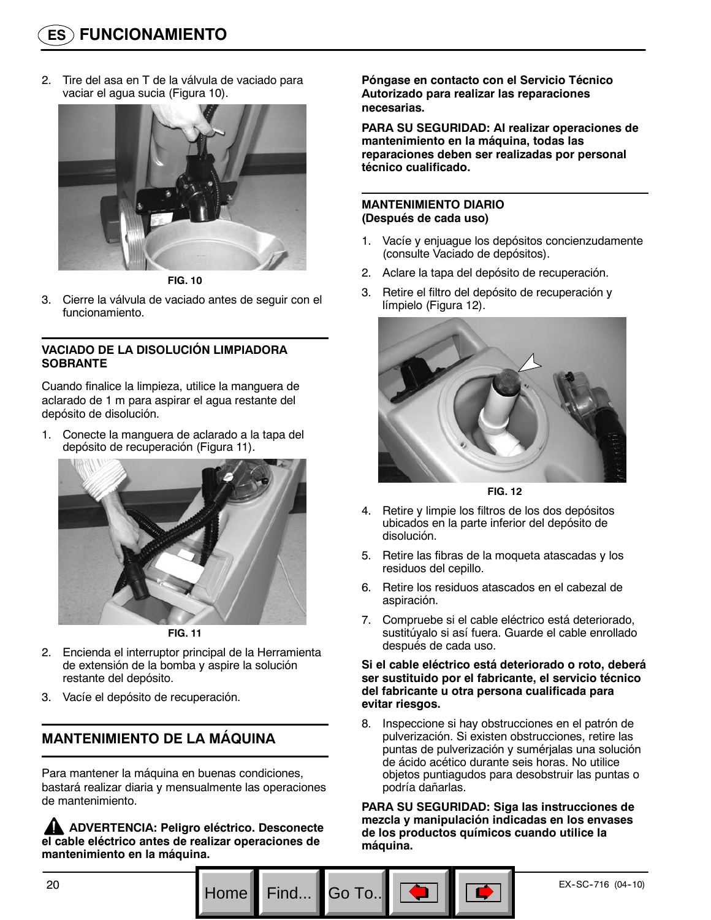2. Tire del asa en T de la válvula de vaciado para vaciar el agua sucia (Figura 10).

FIG. 10

3. Cierre la válvula de vaciado antes de seguir con el funcionamiento.

### VACIADO DE LA DISOLUCIÓN LIMPIADORA SOBRANTE

Cuando finalice la limpieza, utilice la manguera de aclarado de 1 m para aspirar el agua restante del depósito de disolución.

1. Conecte la manguera de aclarado a la tapa del depósito de recuperación (Figura 11).

FIG. 11

2. Encienda el interruptor principal de la Herramienta de extensión de la bomba y aspire la solución restante del depósito.
3. Vacíe el depósito de recuperación.

## MANTENIMIENTO DE LA MÁQUINA

Para mantener la máquina en buenas condiciones, bastará realizar diaria y mensualmente las operaciones de mantenimiento.

**ADVERTENCIA: Peligro eléctrico. Desconecte el cable eléctrico antes de realizar operaciones de mantenimiento en la máquina.**

**Póngase en contacto con el Servicio Técnico Autorizado para realizar las reparaciones necesarias.**

**PARA SU SEGURIDAD: Al realizar operaciones de mantenimiento en la máquina, todas las reparaciones deben ser realizadas por personal técnico cualificado.**

### MANTENIMIENTO DIARIO (Después de cada uso)

1. Vacíe y enjuague los depósitos concienzudamente (consulte Vaciado de depósitos).
2. Aclare la tapa del depósito de recuperación.
3. Retire el filtro del depósito de recuperación y límpielo (Figura 12).

FIG. 12

4. Retire y limpie los filtros de los dos depósitos ubicados en la parte inferior del depósito de disolución.
5. Retire las fibras de la moqueta atascadas y los residuos del cepillo.
6. Retire los residuos atascados en el cabezal de aspiración.
7. Compruebe si el cable eléctrico está deteriorado, sustitúyalo si así fuera. Guarde el cable enrollado después de cada uso.

**Si el cable eléctrico está deteriorado o roto, deberá ser sustituido por el fabricante, el servicio técnico del fabricante u otra persona cualificada para evitar riesgos.**

8. Inspeccione si hay obstrucciones en el patrón de pulverización. Si existen obstrucciones, retire las puntas de pulverización y sumérjalas una solución de ácido acético durante seis horas. No utilice objetos puntiagudos para desobstruir las puntas o podría dañarlas.

**PARA SU SEGURIDAD: Siga las instrucciones de mezcla y manipulación indicadas en los envases de los productos químicos cuando utilice la máquina.**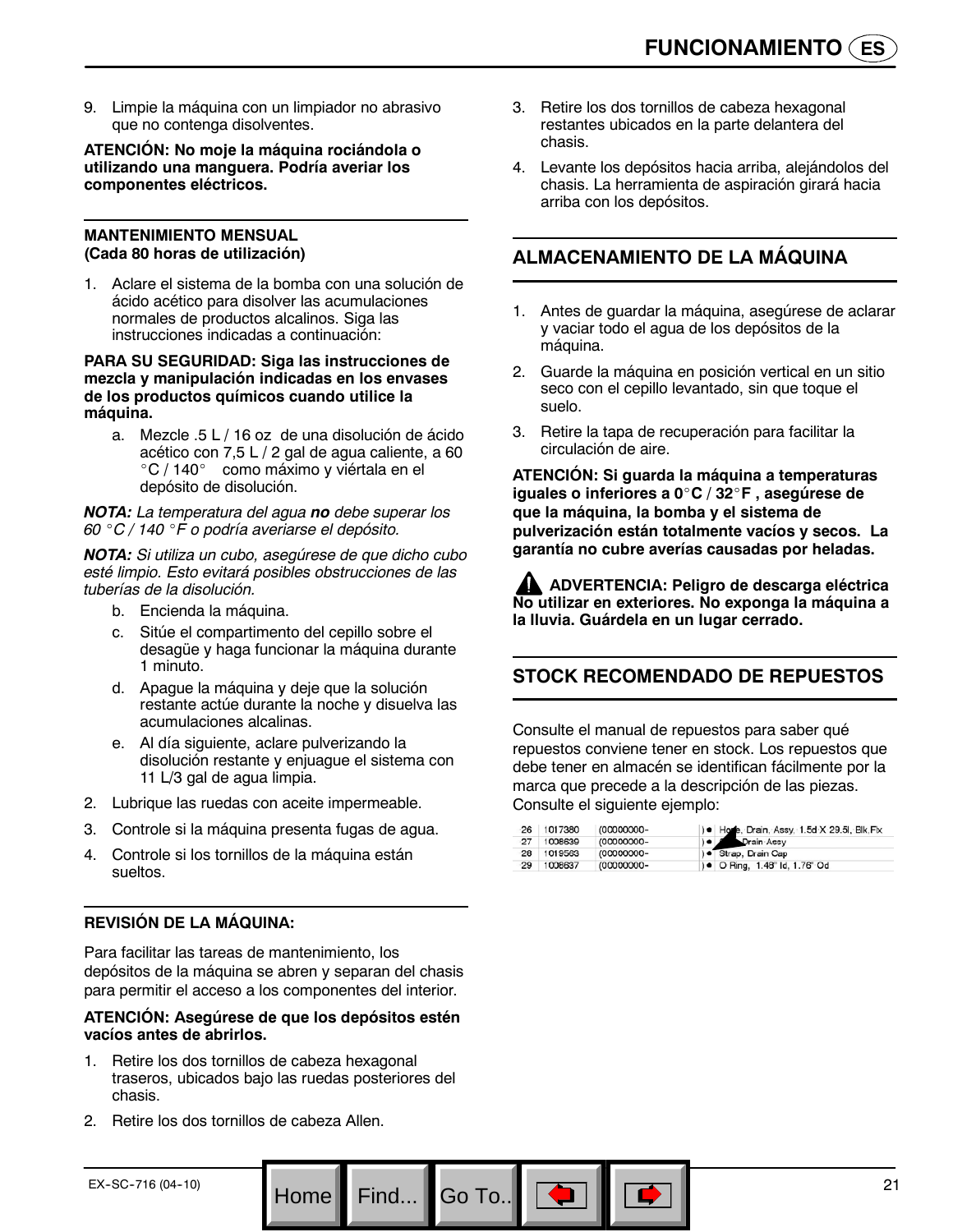9. Limpie la máquina con un limpiador no abrasivo que no contenga disolventes.

**ATENCIÓN: No moje la máquina rociándola o utilizando una manguera. Podría averiar los componentes eléctricos.**

**MANTENIMIENTO MENSUAL (Cada 80 horas de utilización)**

1. Aclare el sistema de la bomba con una solución de ácido acético para disolver las acumulaciones normales de productos alcalinos. Siga las instrucciones indicadas a continuación:

**PARA SU SEGURIDAD: Siga las instrucciones de mezcla y manipulación indicadas en los envases de los productos químicos cuando utilice la máquina.**

   a. Mezcle .5 L / 16 oz de una disolución de ácido acético con 7,5 L / 2 gal de agua caliente, a 60 °C / 140° como máximo y viértala en el depósito de disolución.

***NOTA:*** *La temperatura del agua* ***no*** *debe superar los 60 °C / 140 °F o podría averiarse el depósito.*

***NOTA:*** *Si utiliza un cubo, asegúrese de que dicho cubo esté limpio. Esto evitará posibles obstrucciones de las tuberías de la disolución.*

   b. Encienda la máquina.
   c. Sitúe el compartimento del cepillo sobre el desagüe y haga funcionar la máquina durante 1 minuto.
   d. Apague la máquina y deje que la solución restante actúe durante la noche y disuelva las acumulaciones alcalinas.
   e. Al día siguiente, aclare pulverizando la disolución restante y enjuague el sistema con 11 L/3 gal de agua limpia.

2. Lubrique las ruedas con aceite impermeable.
3. Controle si la máquina presenta fugas de agua.
4. Controle si los tornillos de la máquina están sueltos.

**REVISIÓN DE LA MÁQUINA:**

Para facilitar las tareas de mantenimiento, los depósitos de la máquina se abren y separan del chasis para permitir el acceso a los componentes del interior.

**ATENCIÓN: Asegúrese de que los depósitos estén vacíos antes de abrirlos.**

1. Retire los dos tornillos de cabeza hexagonal traseros, ubicados bajo las ruedas posteriores del chasis.
2. Retire los dos tornillos de cabeza Allen.
3. Retire los dos tornillos de cabeza hexagonal restantes ubicados en la parte delantera del chasis.
4. Levante los depósitos hacia arriba, alejándolos del chasis. La herramienta de aspiración girará hacia arriba con los depósitos.

## ALMACENAMIENTO DE LA MÁQUINA

1. Antes de guardar la máquina, asegúrese de aclarar y vaciar todo el agua de los depósitos de la máquina.
2. Guarde la máquina en posición vertical en un sitio seco con el cepillo levantado, sin que toque el suelo.
3. Retire la tapa de recuperación para facilitar la circulación de aire.

**ATENCIÓN: Si guarda la máquina a temperaturas iguales o inferiores a 0°C / 32°F , asegúrese de que la máquina, la bomba y el sistema de pulverización están totalmente vacíos y secos. La garantía no cubre averías causadas por heladas.**

**⚠ ADVERTENCIA: Peligro de descarga eléctrica No utilizar en exteriores. No exponga la máquina a la lluvia. Guárdela en un lugar cerrado.**

## STOCK RECOMENDADO DE REPUESTOS

Consulte el manual de repuestos para saber qué repuestos conviene tener en stock. Los repuestos que debe tener en almacén se identifican fácilmente por la marca que precede a la descripción de las piezas. Consulte el siguiente ejemplo:

| | | | | |
|---|---|---|---|---|
| 26 | 1017380 | (00000000- | ) ● | Hose, Drain, Assy, 1.5d X 29.5l, Blk Fix |
| 27 | 1008639 | (00000000- | ) ● | Drain Assy |
| 28 | 1019563 | (00000000- | ) ● | Strap, Drain Cap |
| 29 | 1008637 | (00000000- | ) ● | O Ring, 1.48" Id, 1.76" Od |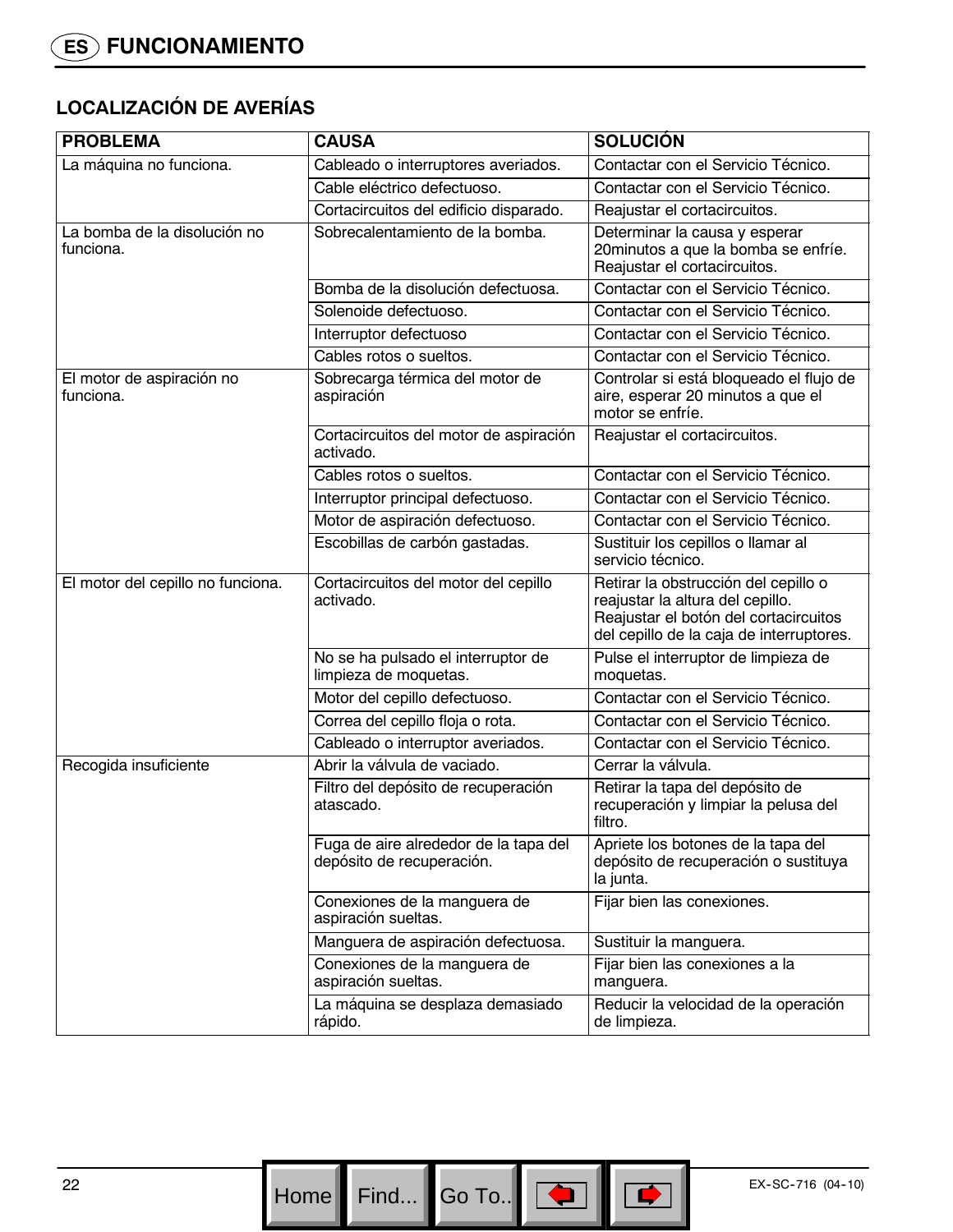# FUNCIONAMIENTO

## LOCALIZACIÓN DE AVERÍAS

| PROBLEMA | CAUSA | SOLUCIÓN |
|---|---|---|
| La máquina no funciona. | Cableado o interruptores averiados. | Contactar con el Servicio Técnico. |
| | Cable eléctrico defectuoso. | Contactar con el Servicio Técnico. |
| | Cortacircuitos del edificio disparado. | Reajustar el cortacircuitos. |
| La bomba de la disolución no funciona. | Sobrecalentamiento de la bomba. | Determinar la causa y esperar 20minutos a que la bomba se enfríe. Reajustar el cortacircuitos. |
| | Bomba de la disolución defectuosa. | Contactar con el Servicio Técnico. |
| | Solenoide defectuoso. | Contactar con el Servicio Técnico. |
| | Interruptor defectuoso | Contactar con el Servicio Técnico. |
| | Cables rotos o sueltos. | Contactar con el Servicio Técnico. |
| El motor de aspiración no funciona. | Sobrecarga térmica del motor de aspiración | Controlar si está bloqueado el flujo de aire, esperar 20 minutos a que el motor se enfríe. |
| | Cortacircuitos del motor de aspiración activado. | Reajustar el cortacircuitos. |
| | Cables rotos o sueltos. | Contactar con el Servicio Técnico. |
| | Interruptor principal defectuoso. | Contactar con el Servicio Técnico. |
| | Motor de aspiración defectuoso. | Contactar con el Servicio Técnico. |
| | Escobillas de carbón gastadas. | Sustituir los cepillos o llamar al servicio técnico. |
| El motor del cepillo no funciona. | Cortacircuitos del motor del cepillo activado. | Retirar la obstrucción del cepillo o reajustar la altura del cepillo. Reajustar el botón del cortacircuitos del cepillo de la caja de interruptores. |
| | No se ha pulsado el interruptor de limpieza de moquetas. | Pulse el interruptor de limpieza de moquetas. |
| | Motor del cepillo defectuoso. | Contactar con el Servicio Técnico. |
| | Correa del cepillo floja o rota. | Contactar con el Servicio Técnico. |
| | Cableado o interruptor averiados. | Contactar con el Servicio Técnico. |
| Recogida insuficiente | Abrir la válvula de vaciado. | Cerrar la válvula. |
| | Filtro del depósito de recuperación atascado. | Retirar la tapa del depósito de recuperación y limpiar la pelusa del filtro. |
| | Fuga de aire alrededor de la tapa del depósito de recuperación. | Apriete los botones de la tapa del depósito de recuperación o sustituya la junta. |
| | Conexiones de la manguera de aspiración sueltas. | Fijar bien las conexiones. |
| | Manguera de aspiración defectuosa. | Sustituir la manguera. |
| | Conexiones de la manguera de aspiración sueltas. | Fijar bien las conexiones a la manguera. |
| | La máquina se desplaza demasiado rápido. | Reducir la velocidad de la operación de limpieza. |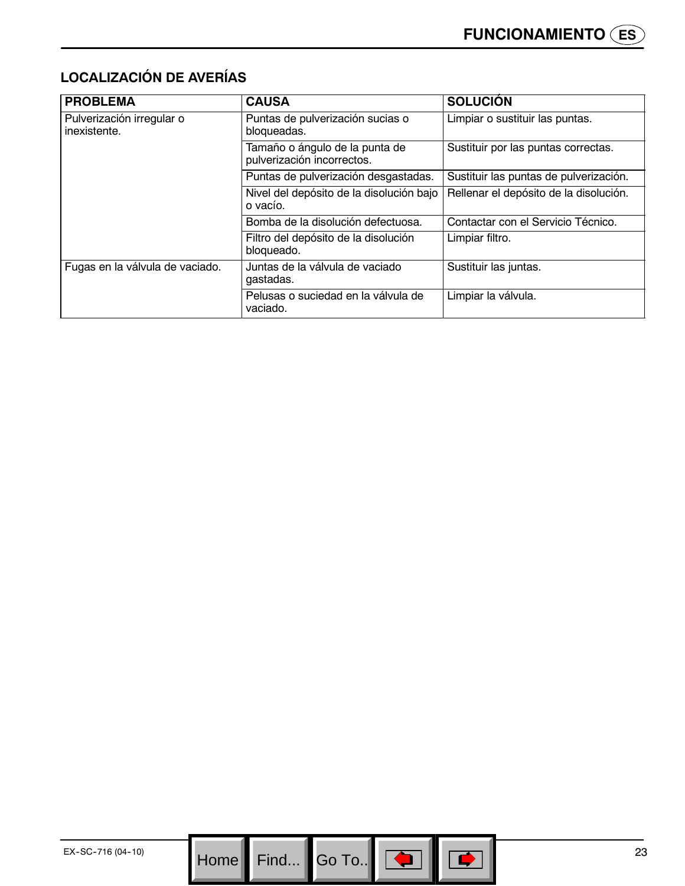## LOCALIZACIÓN DE AVERÍAS

| PROBLEMA | CAUSA | SOLUCIÓN |
|---|---|---|
| Pulverización irregular o inexistente. | Puntas de pulverización sucias o bloqueadas. | Limpiar o sustituir las puntas. |
| | Tamaño o ángulo de la punta de pulverización incorrectos. | Sustituir por las puntas correctas. |
| | Puntas de pulverización desgastadas. | Sustituir las puntas de pulverización. |
| | Nivel del depósito de la disolución bajo o vacío. | Rellenar el depósito de la disolución. |
| | Bomba de la disolución defectuosa. | Contactar con el Servicio Técnico. |
| | Filtro del depósito de la disolución bloqueado. | Limpiar filtro. |
| Fugas en la válvula de vaciado. | Juntas de la válvula de vaciado gastadas. | Sustituir las juntas. |
| | Pelusas o suciedad en la válvula de vaciado. | Limpiar la válvula. |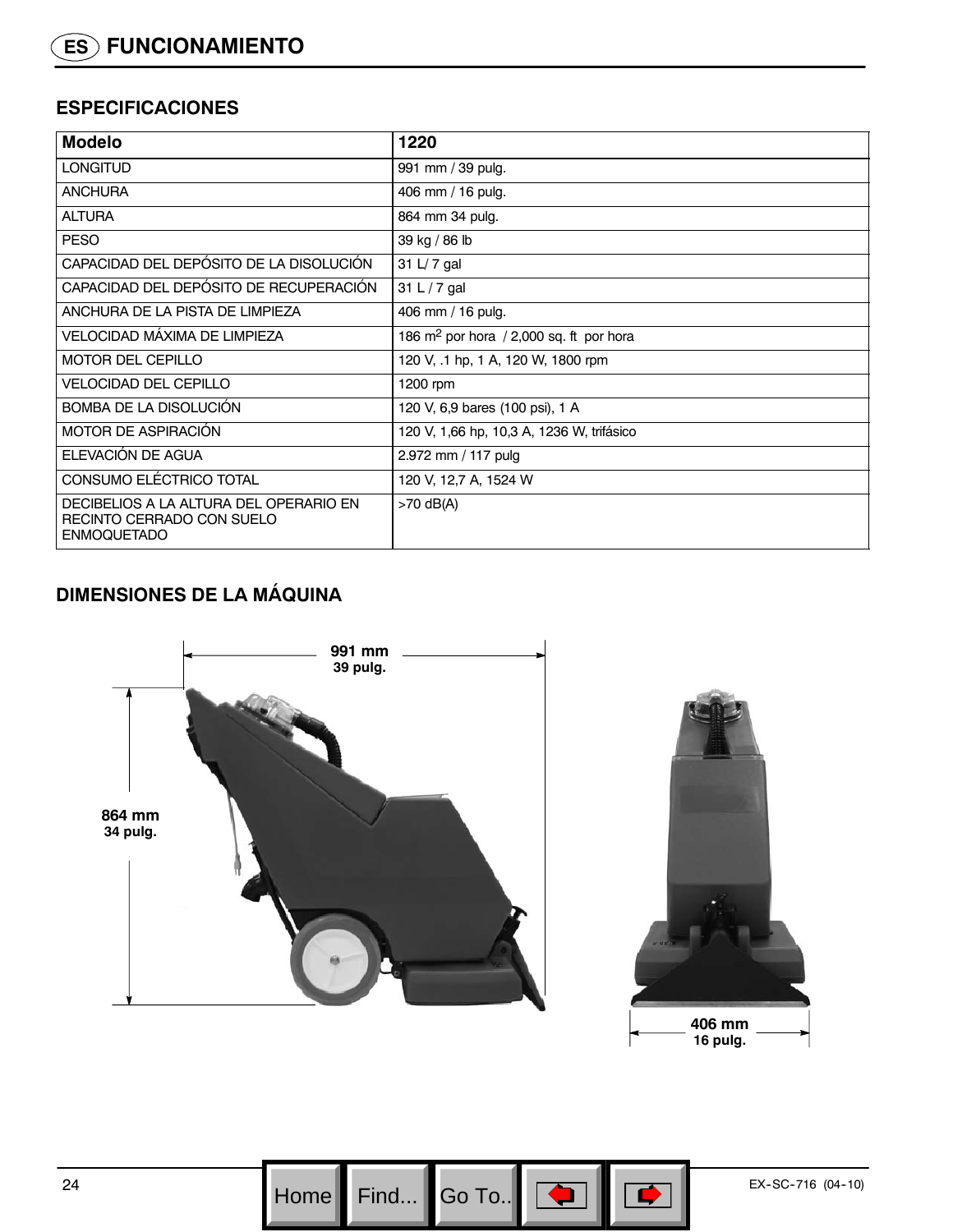# ES FUNCIONAMIENTO

## ESPECIFICACIONES

| Modelo | 1220 |
|---|---|
| LONGITUD | 991 mm / 39 pulg. |
| ANCHURA | 406 mm / 16 pulg. |
| ALTURA | 864 mm 34 pulg. |
| PESO | 39 kg / 86 lb |
| CAPACIDAD DEL DEPÓSITO DE LA DISOLUCIÓN | 31 L/ 7 gal |
| CAPACIDAD DEL DEPÓSITO DE RECUPERACIÓN | 31 L / 7 gal |
| ANCHURA DE LA PISTA DE LIMPIEZA | 406 mm / 16 pulg. |
| VELOCIDAD MÁXIMA DE LIMPIEZA | 186 $m^2$ por hora / 2,000 sq. ft por hora |
| MOTOR DEL CEPILLO | 120 V, .1 hp, 1 A, 120 W, 1800 rpm |
| VELOCIDAD DEL CEPILLO | 1200 rpm |
| BOMBA DE LA DISOLUCIÓN | 120 V, 6,9 bares (100 psi), 1 A |
| MOTOR DE ASPIRACIÓN | 120 V, 1,66 hp, 10,3 A, 1236 W, trifásico |
| ELEVACIÓN DE AGUA | 2.972 mm / 117 pulg |
| CONSUMO ELÉCTRICO TOTAL | 120 V, 12,7 A, 1524 W |
| DECIBELIOS A LA ALTURA DEL OPERARIO EN RECINTO CERRADO CON SUELO ENMOQUETADO | >70 dB(A) |

## DIMENSIONES DE LA MÁQUINA

991 mm
39 pulg.

864 mm
34 pulg.

406 mm
16 pulg.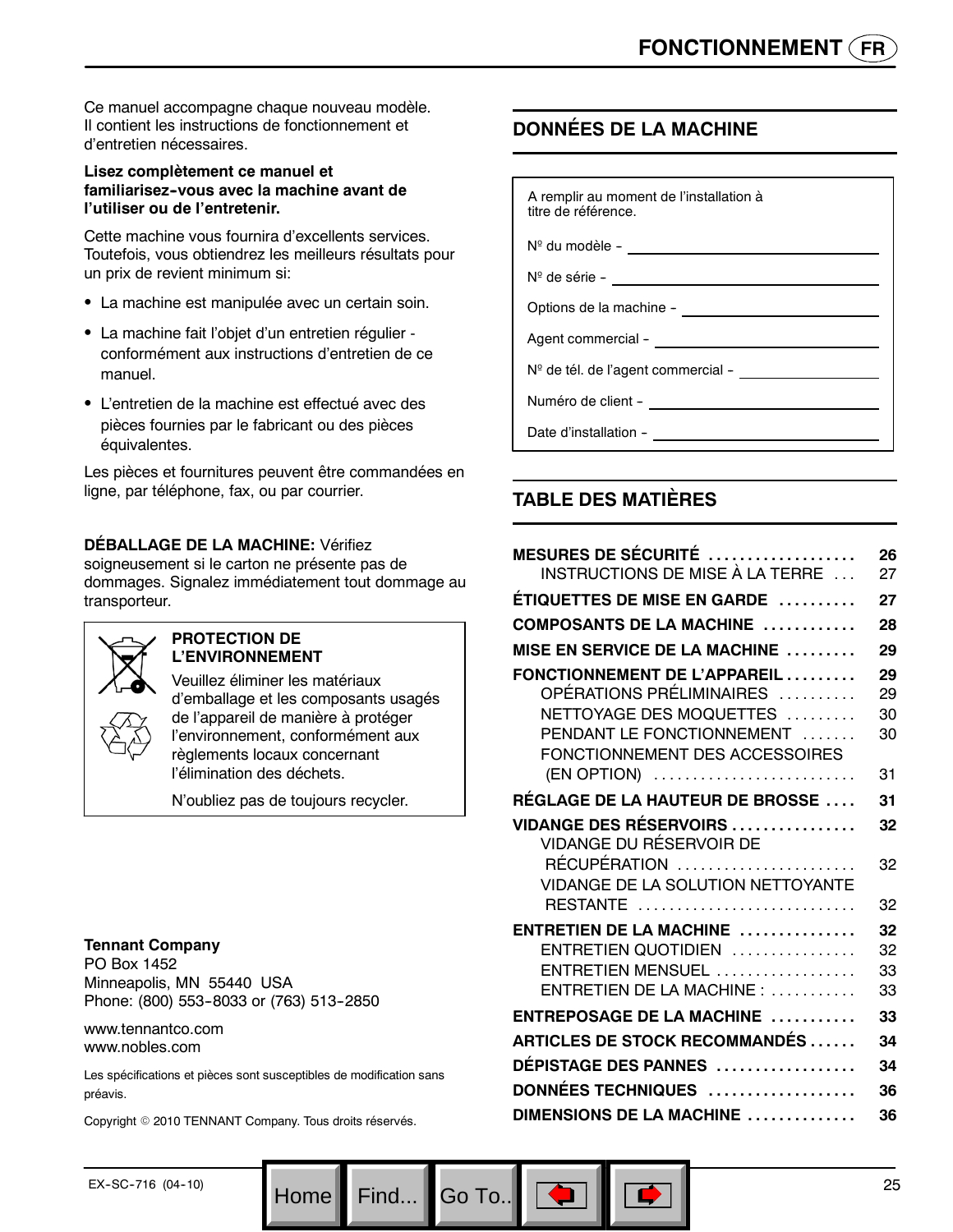Ce manuel accompagne chaque nouveau modèle. Il contient les instructions de fonctionnement et d'entretien nécessaires.

**Lisez complètement ce manuel et familiarisez-vous avec la machine avant de l'utiliser ou de l'entretenir.**

Cette machine vous fournira d'excellents services. Toutefois, vous obtiendrez les meilleurs résultats pour un prix de revient minimum si:

- La machine est manipulée avec un certain soin.
- La machine fait l'objet d'un entretien régulier - conformément aux instructions d'entretien de ce manuel.
- L'entretien de la machine est effectué avec des pièces fournies par le fabricant ou des pièces équivalentes.

Les pièces et fournitures peuvent être commandées en ligne, par téléphone, fax, ou par courrier.

**DÉBALLAGE DE LA MACHINE:** Vérifiez soigneusement si le carton ne présente pas de dommages. Signalez immédiatement tout dommage au transporteur.

**PROTECTION DE L'ENVIRONNEMENT**

Veuillez éliminer les matériaux d'emballage et les composants usagés de l'appareil de manière à protéger l'environnement, conformément aux règlements locaux concernant l'élimination des déchets.

N'oubliez pas de toujours recycler.

**Tennant Company**
PO Box 1452
Minneapolis, MN 55440 USA
Phone: (800) 553-8033 or (763) 513-2850

www.tennantco.com
www.nobles.com

Les spécifications et pièces sont susceptibles de modification sans préavis.

Copyright © 2010 TENNANT Company. Tous droits réservés.

## DONNÉES DE LA MACHINE

A remplir au moment de l'installation à titre de référence.

Nº du modèle – ____________________

Nº de série – ____________________

Options de la machine – ____________________

Agent commercial – ____________________

Nº de tél. de l'agent commercial – ____________________

Numéro de client – ____________________

Date d'installation – ____________________

## TABLE DES MATIÈRES

| | |
|---|---|
| **MESURES DE SÉCURITÉ** | **26** |
| INSTRUCTIONS DE MISE À LA TERRE | 27 |
| **ÉTIQUETTES DE MISE EN GARDE** | **27** |
| **COMPOSANTS DE LA MACHINE** | **28** |
| **MISE EN SERVICE DE LA MACHINE** | **29** |
| **FONCTIONNEMENT DE L'APPAREIL** | **29** |
| OPÉRATIONS PRÉLIMINAIRES | 29 |
| NETTOYAGE DES MOQUETTES | 30 |
| PENDANT LE FONCTIONNEMENT | 30 |
| FONCTIONNEMENT DES ACCESSOIRES (EN OPTION) | 31 |
| **RÉGLAGE DE LA HAUTEUR DE BROSSE** | **31** |
| **VIDANGE DES RÉSERVOIRS** | **32** |
| VIDANGE DU RÉSERVOIR DE RÉCUPÉRATION | 32 |
| VIDANGE DE LA SOLUTION NETTOYANTE RESTANTE | 32 |
| **ENTRETIEN DE LA MACHINE** | **32** |
| ENTRETIEN QUOTIDIEN | 32 |
| ENTRETIEN MENSUEL | 33 |
| ENTRETIEN DE LA MACHINE : | 33 |
| **ENTREPOSAGE DE LA MACHINE** | **33** |
| **ARTICLES DE STOCK RECOMMANDÉS** | **34** |
| **DÉPISTAGE DES PANNES** | **34** |
| **DONNÉES TECHNIQUES** | **36** |
| **DIMENSIONS DE LA MACHINE** | **36** |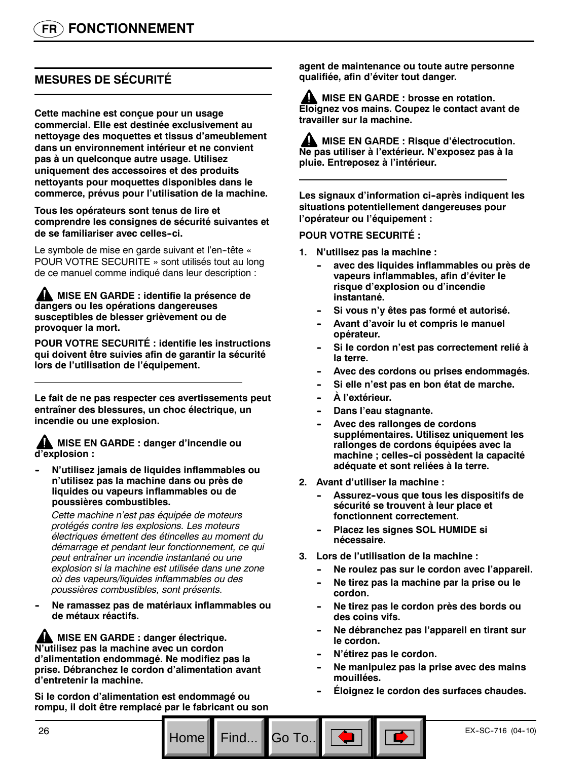# FR FONCTIONNEMENT

## MESURES DE SÉCURITÉ

**Cette machine est conçue pour un usage commercial. Elle est destinée exclusivement au nettoyage des moquettes et tissus d'ameublement dans un environnement intérieur et ne convient pas à un quelconque autre usage. Utilisez uniquement des accessoires et des produits nettoyants pour moquettes disponibles dans le commerce, prévus pour l'utilisation de la machine.**

**Tous les opérateurs sont tenus de lire et comprendre les consignes de sécurité suivantes et de se familiariser avec celles-ci.**

Le symbole de mise en garde suivant et l'en-tête « POUR VOTRE SECURITE » sont utilisés tout au long de ce manuel comme indiqué dans leur description :

**⚠ MISE EN GARDE : identifie la présence de dangers ou les opérations dangereuses susceptibles de blesser grièvement ou de provoquer la mort.**

**POUR VOTRE SECURITÉ : identifie les instructions qui doivent être suivies afin de garantir la sécurité lors de l'utilisation de l'équipement.**

---

**Le fait de ne pas respecter ces avertissements peut entraîner des blessures, un choc électrique, un incendie ou une explosion.**

**⚠ MISE EN GARDE : danger d'incendie ou d'explosion :**

- **N'utilisez jamais de liquides inflammables ou n'utilisez pas la machine dans ou près de liquides ou vapeurs inflammables ou de poussières combustibles.**

  *Cette machine n'est pas équipée de moteurs protégés contre les explosions. Les moteurs électriques émettent des étincelles au moment du démarrage et pendant leur fonctionnement, ce qui peut entraîner un incendie instantané ou une explosion si la machine est utilisée dans une zone où des vapeurs/liquides inflammables ou des poussières combustibles, sont présents.*

- **Ne ramassez pas de matériaux inflammables ou de métaux réactifs.**

**⚠ MISE EN GARDE : danger électrique. N'utilisez pas la machine avec un cordon d'alimentation endommagé. Ne modifiez pas la prise. Débranchez le cordon d'alimentation avant d'entretenir la machine.**

**Si le cordon d'alimentation est endommagé ou rompu, il doit être remplacé par le fabricant ou son agent de maintenance ou toute autre personne qualifiée, afin d'éviter tout danger.**

**⚠ MISE EN GARDE : brosse en rotation. Éloignez vos mains. Coupez le contact avant de travailler sur la machine.**

**⚠ MISE EN GARDE : Risque d'électrocution. Ne pas utiliser à l'extérieur. N'exposez pas à la pluie. Entreposez à l'intérieur.**

---

**Les signaux d'information ci-après indiquent les situations potentiellement dangereuses pour l'opérateur ou l'équipement :**

**POUR VOTRE SECURITÉ :**

1. **N'utilisez pas la machine :**
   - **avec des liquides inflammables ou près de vapeurs inflammables, afin d'éviter le risque d'explosion ou d'incendie instantané.**
   - **Si vous n'y êtes pas formé et autorisé.**
   - **Avant d'avoir lu et compris le manuel opérateur.**
   - **Si le cordon n'est pas correctement relié à la terre.**
   - **Avec des cordons ou prises endommagés.**
   - **Si elle n'est pas en bon état de marche.**
   - **À l'extérieur.**
   - **Dans l'eau stagnante.**
   - **Avec des rallonges de cordons supplémentaires. Utilisez uniquement les rallonges de cordons équipées avec la machine ; celles-ci possèdent la capacité adéquate et sont reliées à la terre.**
2. **Avant d'utiliser la machine :**
   - **Assurez-vous que tous les dispositifs de sécurité se trouvent à leur place et fonctionnent correctement.**
   - **Placez les signes SOL HUMIDE si nécessaire.**
3. **Lors de l'utilisation de la machine :**
   - **Ne roulez pas sur le cordon avec l'appareil.**
   - **Ne tirez pas la machine par la prise ou le cordon.**
   - **Ne tirez pas le cordon près des bords ou des coins vifs.**
   - **Ne débranchez pas l'appareil en tirant sur le cordon.**
   - **N'étirez pas le cordon.**
   - **Ne manipulez pas la prise avec des mains mouillées.**
   - **Éloignez le cordon des surfaces chaudes.**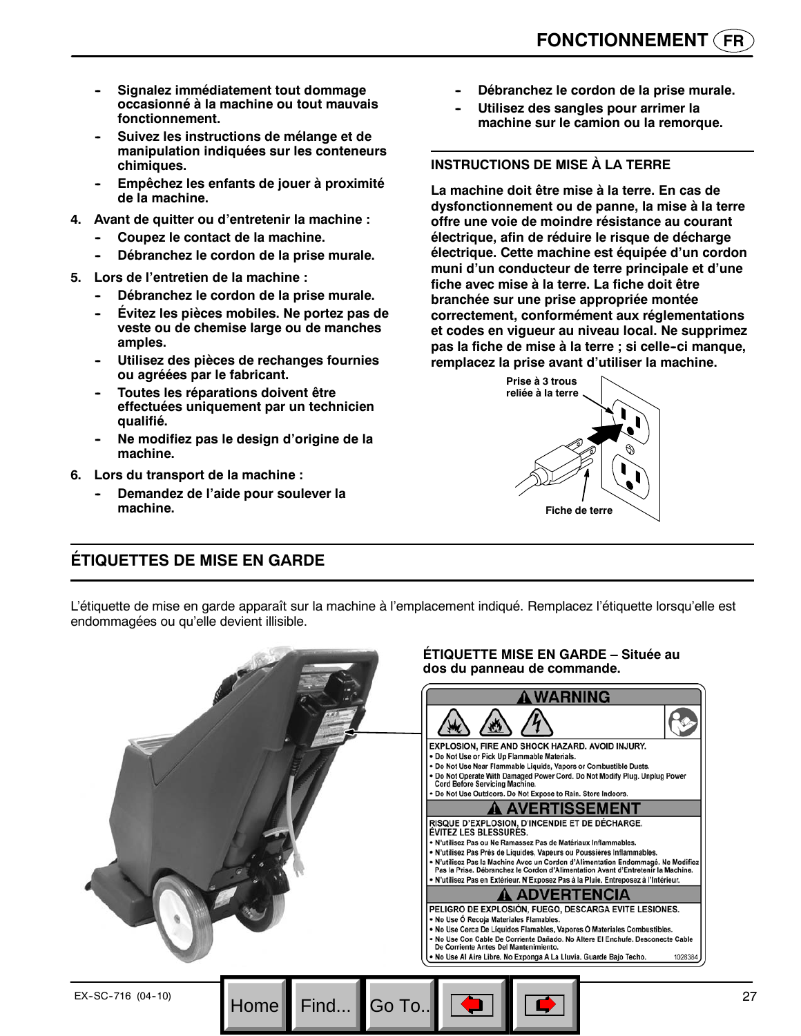- **Signalez immédiatement tout dommage occasionné à la machine ou tout mauvais fonctionnement.**
- **Suivez les instructions de mélange et de manipulation indiquées sur les conteneurs chimiques.**
- **Empêchez les enfants de jouer à proximité de la machine.**

**4. Avant de quitter ou d'entretenir la machine :**

- **Coupez le contact de la machine.**
- **Débranchez le cordon de la prise murale.**

**5. Lors de l'entretien de la machine :**

- **Débranchez le cordon de la prise murale.**
- **Évitez les pièces mobiles. Ne portez pas de veste ou de chemise large ou de manches amples.**
- **Utilisez des pièces de rechanges fournies ou agréées par le fabricant.**
- **Toutes les réparations doivent être effectuées uniquement par un technicien qualifié.**
- **Ne modifiez pas le design d'origine de la machine.**

**6. Lors du transport de la machine :**

- **Demandez de l'aide pour soulever la machine.**
- **Débranchez le cordon de la prise murale.**
- **Utilisez des sangles pour arrimer la machine sur le camion ou la remorque.**

### INSTRUCTIONS DE MISE À LA TERRE

**La machine doit être mise à la terre. En cas de dysfonctionnement ou de panne, la mise à la terre offre une voie de moindre résistance au courant électrique, afin de réduire le risque de décharge électrique. Cette machine est équipée d'un cordon muni d'un conducteur de terre principale et d'une fiche avec mise à la terre. La fiche doit être branchée sur une prise appropriée montée correctement, conformément aux réglementations et codes en vigueur au niveau local. Ne supprimez pas la fiche de mise à la terre ; si celle-ci manque, remplacez la prise avant d'utiliser la machine.**

Prise à 3 trous reliée à la terre

Fiche de terre

## ÉTIQUETTES DE MISE EN GARDE

L'étiquette de mise en garde apparaît sur la machine à l'emplacement indiqué. Remplacez l'étiquette lorsqu'elle est endommagées ou qu'elle devient illisible.

**ÉTIQUETTE MISE EN GARDE – Située au dos du panneau de commande.**

**⚠ WARNING**

EXPLOSION, FIRE AND SHOCK HAZARD. AVOID INJURY.
- Do Not Use or Pick Up Flammable Materials.
- Do Not Use Near Flammable Liquids, Vapors or Combustible Dusts.
- Do Not Operate With Damaged Power Cord. Do Not Modify Plug. Unplug Power Cord Before Servicing Machine.
- Do Not Use Outdoors. Do Not Expose to Rain. Store Indoors.

**⚠ AVERTISSEMENT**

RISQUE D'EXPLOSION, D'INCENDIE ET DE DÉCHARGE. ÉVITEZ LES BLESSURES.
- N'utilisez Pas ou Ne Ramassez Pas de Matériaux Inflammables.
- N'utilisez Pas Près de Liquides, Vapeurs ou Poussières Inflammables.
- N'utilisez Pas la Machine Avec un Cordon d'Alimentation Endommagé. Ne Modifiez Pas la Prise. Débranchez le Cordon d'Alimentation Avant d'Entretenir la Machine.
- N'utilisez Pas en Extérieur. N'Exposez Pas à la Pluie. Entreposez à l'Intérieur.

**⚠ ADVERTENCIA**

PELIGRO DE EXPLOSIÓN, FUEGO, DESCARGA EVITE LESIONES.
- No Use Ó Recoja Materiales Flamables.
- No Use Cerca De Líquidos Flamables, Vapores Ó Materiales Combustibles.
- No Use Con Cable De Corriente Dañado. No Altere El Enchufe. Desconecte Cable De Corriente Antes Del Mantenimiento.
- No Use Al Aire Libre. No Exponga A La Lluvia. Guarde Bajo Techo.

1028384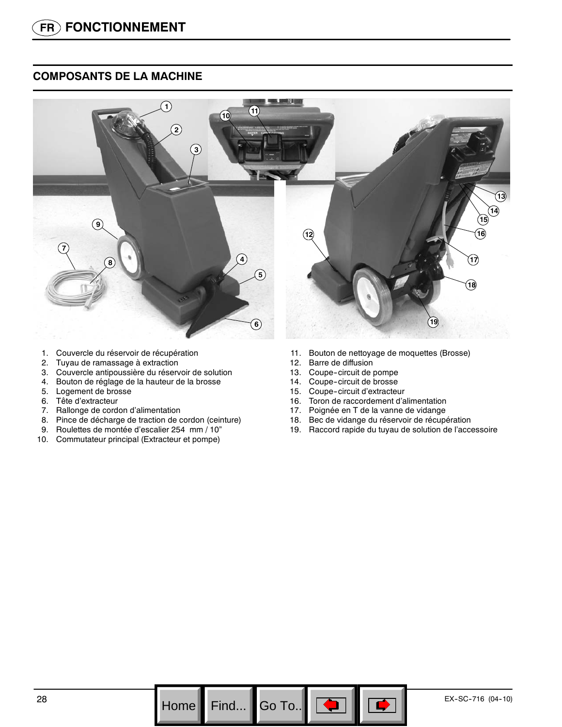## FONCTIONNEMENT

### COMPOSANTS DE LA MACHINE

1. Couvercle du réservoir de récupération
2. Tuyau de ramassage à extraction
3. Couvercle antipoussière du réservoir de solution
4. Bouton de réglage de la hauteur de la brosse
5. Logement de brosse
6. Tête d'extracteur
7. Rallonge de cordon d'alimentation
8. Pince de décharge de traction de cordon (ceinture)
9. Roulettes de montée d'escalier 254 mm / 10"
10. Commutateur principal (Extracteur et pompe)
11. Bouton de nettoyage de moquettes (Brosse)
12. Barre de diffusion
13. Coupe-circuit de pompe
14. Coupe-circuit de brosse
15. Coupe-circuit d'extracteur
16. Toron de raccordement d'alimentation
17. Poignée en T de la vanne de vidange
18. Bec de vidange du réservoir de récupération
19. Raccord rapide du tuyau de solution de l'accessoire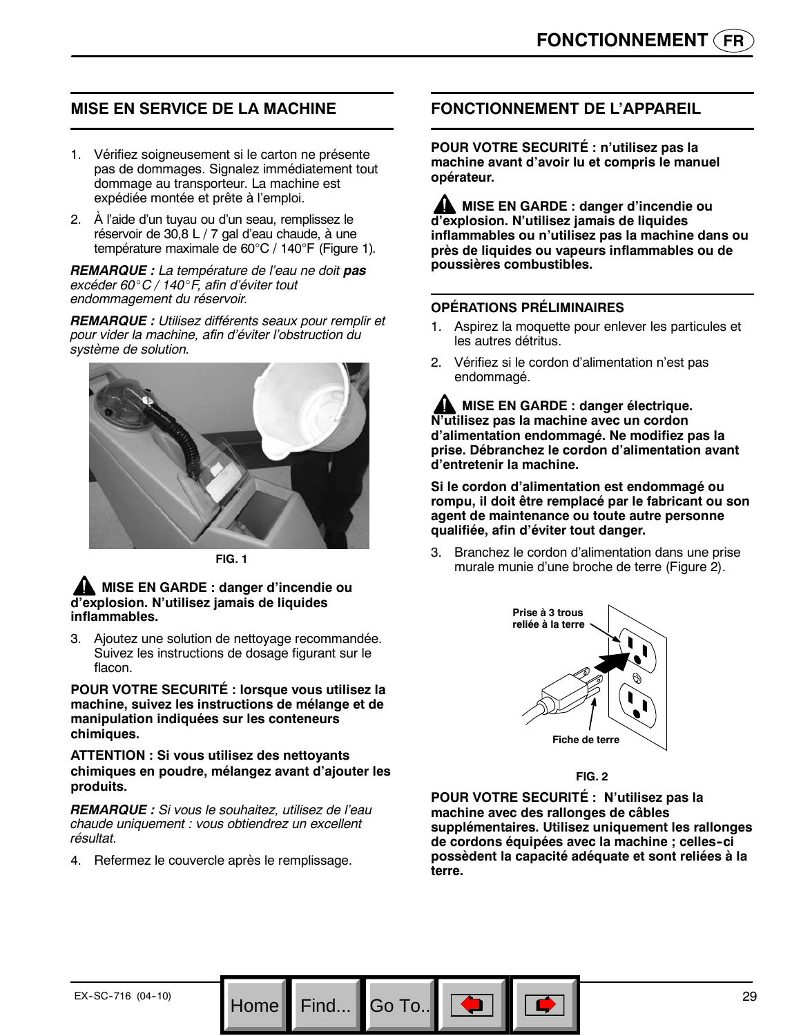## MISE EN SERVICE DE LA MACHINE

1. Vérifiez soigneusement si le carton ne présente pas de dommages. Signalez immédiatement tout dommage au transporteur. La machine est expédiée montée et prête à l'emploi.
2. À l'aide d'un tuyau ou d'un seau, remplissez le réservoir de 30,8 L / 7 gal d'eau chaude, à une température maximale de 60°C / 140°F (Figure 1).

***REMARQUE :*** *La température de l'eau ne doit* ***pas*** *excéder 60°C / 140°F, afin d'éviter tout endommagement du réservoir.*

***REMARQUE :*** *Utilisez différents seaux pour remplir et pour vider la machine, afin d'éviter l'obstruction du système de solution.*

FIG. 1

**MISE EN GARDE : danger d'incendie ou d'explosion. N'utilisez jamais de liquides inflammables.**

3. Ajoutez une solution de nettoyage recommandée. Suivez les instructions de dosage figurant sur le flacon.

**POUR VOTRE SECURITÉ : lorsque vous utilisez la machine, suivez les instructions de mélange et de manipulation indiquées sur les conteneurs chimiques.**

**ATTENTION : Si vous utilisez des nettoyants chimiques en poudre, mélangez avant d'ajouter les produits.**

***REMARQUE :*** *Si vous le souhaitez, utilisez de l'eau chaude uniquement : vous obtiendrez un excellent résultat.*

4. Refermez le couvercle après le remplissage.

## FONCTIONNEMENT DE L'APPAREIL

**POUR VOTRE SECURITÉ : n'utilisez pas la machine avant d'avoir lu et compris le manuel opérateur.**

**MISE EN GARDE : danger d'incendie ou d'explosion. N'utilisez jamais de liquides inflammables et n'utilisez pas la machine dans ou près de liquides ou vapeurs inflammables ou de poussières combustibles.**

### OPÉRATIONS PRÉLIMINAIRES

1. Aspirez la moquette pour enlever les particules et les autres détritus.
2. Vérifiez si le cordon d'alimentation n'est pas endommagé.

**MISE EN GARDE : danger électrique. N'utilisez pas la machine avec un cordon d'alimentation endommagé. Ne modifiez pas la prise. Débranchez le cordon d'alimentation avant d'entretenir la machine.**

**Si le cordon d'alimentation est endommagé ou rompu, il doit être remplacé par le fabricant ou son agent de maintenance ou toute autre personne qualifiée, afin d'éviter tout danger.**

3. Branchez le cordon d'alimentation dans une prise murale munie d'une broche de terre (Figure 2).

Prise à 3 trous reliée à la terre

Fiche de terre

FIG. 2

**POUR VOTRE SECURITÉ : N'utilisez pas la machine avec des rallonges de câbles supplémentaires. Utilisez uniquement les rallonges de cordons équipées avec la machine ; celles-ci possèdent la capacité adéquate et sont reliées à la terre.**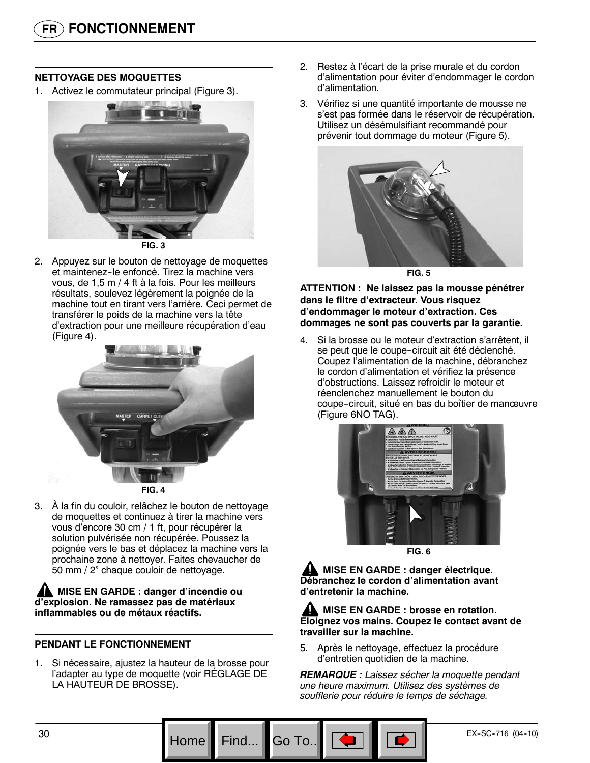## NETTOYAGE DES MOQUETTES

1. Activez le commutateur principal (Figure 3).

FIG. 3

2. Appuyez sur le bouton de nettoyage de moquettes et maintenez-le enfoncé. Tirez la machine vers vous, de 1,5 m / 4 ft à la fois. Pour les meilleurs résultats, soulevez légèrement la poignée de la machine tout en tirant vers l'arrière. Ceci permet de transférer le poids de la machine vers la tête d'extraction pour une meilleure récupération d'eau (Figure 4).

FIG. 4

3. À la fin du couloir, relâchez le bouton de nettoyage de moquettes et continuez à tirer la machine vers vous d'encore 30 cm / 1 ft, pour récupérer la solution pulvérisée non récupérée. Poussez la poignée vers le bas et déplacez la machine vers la prochaine zone à nettoyer. Faites chevaucher de 50 mm / 2" chaque couloir de nettoyage.

**MISE EN GARDE : danger d'incendie ou d'explosion. Ne ramassez pas de matériaux inflammables ou de métaux réactifs.**

## PENDANT LE FONCTIONNEMENT

1. Si nécessaire, ajustez la hauteur de la brosse pour l'adapter au type de moquette (voir RÉGLAGE DE LA HAUTEUR DE BROSSE).
2. Restez à l'écart de la prise murale et du cordon d'alimentation pour éviter d'endommager le cordon d'alimentation.
3. Vérifiez si une quantité importante de mousse ne s'est pas formée dans le réservoir de récupération. Utilisez un désémulsifiant recommandé pour prévenir tout dommage du moteur (Figure 5).

FIG. 5

**ATTENTION : Ne laissez pas la mousse pénétrer dans le filtre d'extracteur. Vous risquez d'endommager le moteur d'extraction. Ces dommages ne sont pas couverts par la garantie.**

4. Si la brosse ou le moteur d'extraction s'arrêtent, il se peut que le coupe-circuit ait été déclenché. Coupez l'alimentation de la machine, débranchez le cordon d'alimentation et vérifiez la présence d'obstructions. Laissez refroidir le moteur et réenclenchez manuellement le bouton du coupe-circuit, situé en bas du boîtier de manœuvre (Figure 6NO TAG).

FIG. 6

**MISE EN GARDE : danger électrique. Débranchez le cordon d'alimentation avant d'entretenir la machine.**

**MISE EN GARDE : brosse en rotation. Éloignez vos mains. Coupez le contact avant de travailler sur la machine.**

5. Après le nettoyage, effectuez la procédure d'entretien quotidien de la machine.

***REMARQUE :*** *Laissez sécher la moquette pendant une heure maximum. Utilisez des systèmes de soufflerie pour réduire le temps de séchage.*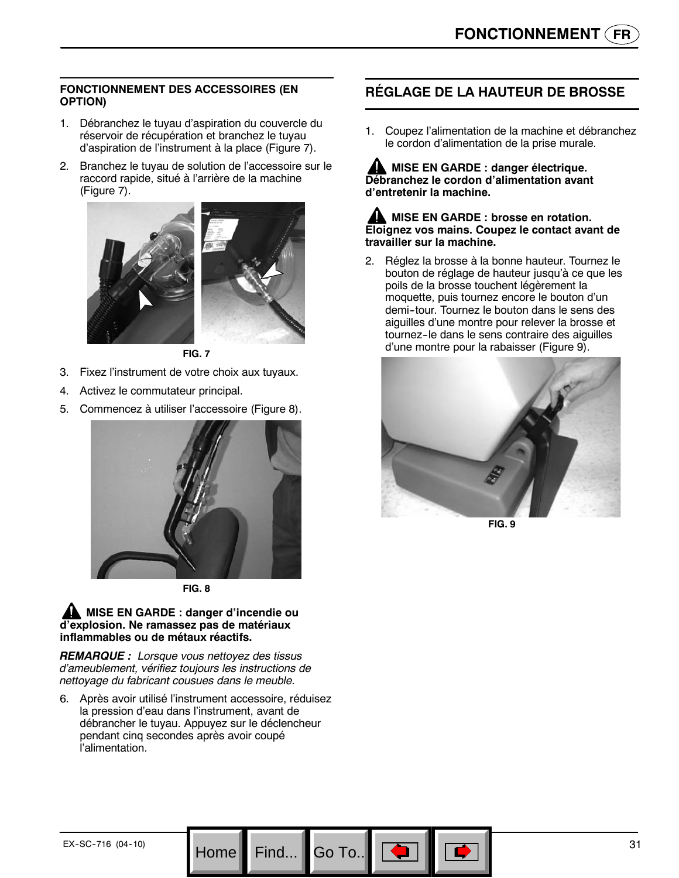### FONCTIONNEMENT DES ACCESSOIRES (EN OPTION)

1. Débranchez le tuyau d'aspiration du couvercle du réservoir de récupération et branchez le tuyau d'aspiration de l'instrument à la place (Figure 7).
2. Branchez le tuyau de solution de l'accessoire sur le raccord rapide, situé à l'arrière de la machine (Figure 7).

FIG. 7

3. Fixez l'instrument de votre choix aux tuyaux.
4. Activez le commutateur principal.
5. Commencez à utiliser l'accessoire (Figure 8).

FIG. 8

**MISE EN GARDE : danger d'incendie ou d'explosion. Ne ramassez pas de matériaux inflammables ou de métaux réactifs.**

***REMARQUE :*** *Lorsque vous nettoyez des tissus d'ameublement, vérifiez toujours les instructions de nettoyage du fabricant cousues dans le meuble.*

6. Après avoir utilisé l'instrument accessoire, réduisez la pression d'eau dans l'instrument, avant de débrancher le tuyau. Appuyez sur le déclencheur pendant cinq secondes après avoir coupé l'alimentation.

## RÉGLAGE DE LA HAUTEUR DE BROSSE

1. Coupez l'alimentation de la machine et débranchez le cordon d'alimentation de la prise murale.

**MISE EN GARDE : danger électrique. Débranchez le cordon d'alimentation avant d'entretenir la machine.**

**MISE EN GARDE : brosse en rotation. Eloignez vos mains. Coupez le contact avant de travailler sur la machine.**

2. Réglez la brosse à la bonne hauteur. Tournez le bouton de réglage de hauteur jusqu'à ce que les poils de la brosse touchent légèrement la moquette, puis tournez encore le bouton d'un demi-tour. Tournez le bouton dans le sens des aiguilles d'une montre pour relever la brosse et tournez-le dans le sens contraire des aiguilles d'une montre pour la rabaisser (Figure 9).

FIG. 9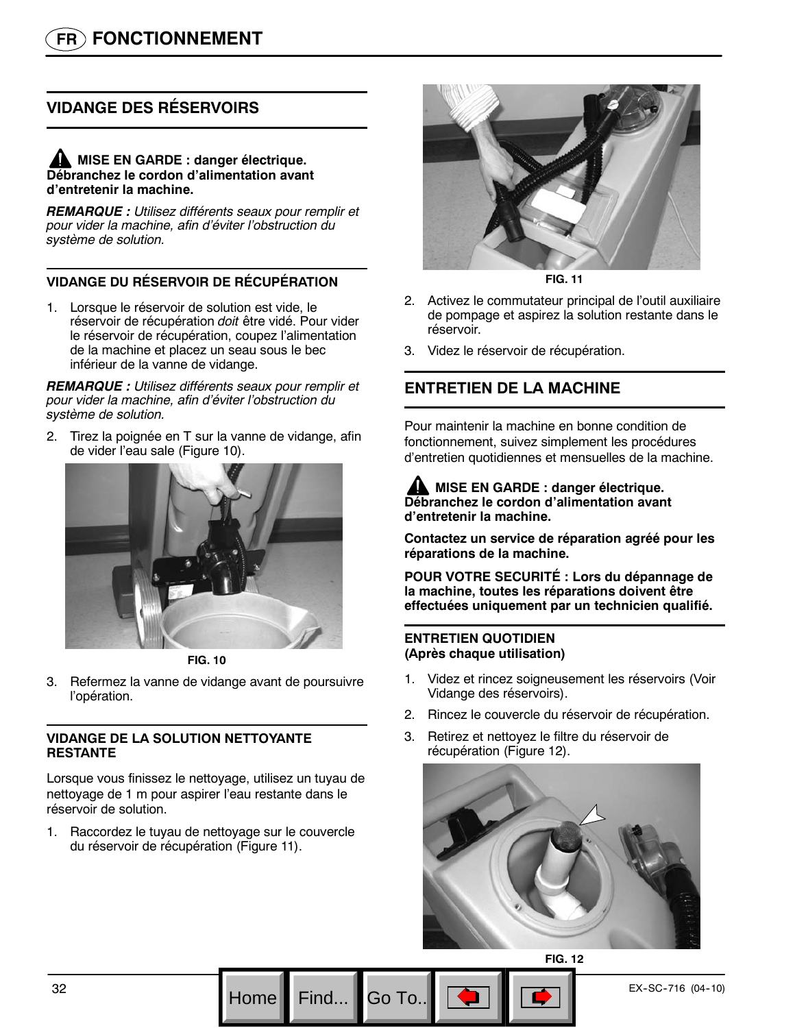## VIDANGE DES RÉSERVOIRS

**MISE EN GARDE : danger électrique. Débranchez le cordon d'alimentation avant d'entretenir la machine.**

***REMARQUE :*** *Utilisez différents seaux pour remplir et pour vider la machine, afin d'éviter l'obstruction du système de solution.*

### VIDANGE DU RÉSERVOIR DE RÉCUPÉRATION

1. Lorsque le réservoir de solution est vide, le réservoir de récupération *doit* être vidé. Pour vider le réservoir de récupération, coupez l'alimentation de la machine et placez un seau sous le bec inférieur de la vanne de vidange.

***REMARQUE :*** *Utilisez différents seaux pour remplir et pour vider la machine, afin d'éviter l'obstruction du système de solution.*

2. Tirez la poignée en T sur la vanne de vidange, afin de vider l'eau sale (Figure 10).

**FIG. 10**

3. Refermez la vanne de vidange avant de poursuivre l'opération.

### VIDANGE DE LA SOLUTION NETTOYANTE RESTANTE

Lorsque vous finissez le nettoyage, utilisez un tuyau de nettoyage de 1 m pour aspirer l'eau restante dans le réservoir de solution.

1. Raccordez le tuyau de nettoyage sur le couvercle du réservoir de récupération (Figure 11).

**FIG. 11**

2. Activez le commutateur principal de l'outil auxiliaire de pompage et aspirez la solution restante dans le réservoir.
3. Videz le réservoir de récupération.

## ENTRETIEN DE LA MACHINE

Pour maintenir la machine en bonne condition de fonctionnement, suivez simplement les procédures d'entretien quotidiennes et mensuelles de la machine.

**MISE EN GARDE : danger électrique. Débranchez le cordon d'alimentation avant d'entretenir la machine.**

**Contactez un service de réparation agréé pour les réparations de la machine.**

**POUR VOTRE SECURITÉ : Lors du dépannage de la machine, toutes les réparations doivent être effectuées uniquement par un technicien qualifié.**

### ENTRETIEN QUOTIDIEN (Après chaque utilisation)

1. Videz et rincez soigneusement les réservoirs (Voir Vidange des réservoirs).
2. Rincez le couvercle du réservoir de récupération.
3. Retirez et nettoyez le filtre du réservoir de récupération (Figure 12).

**FIG. 12**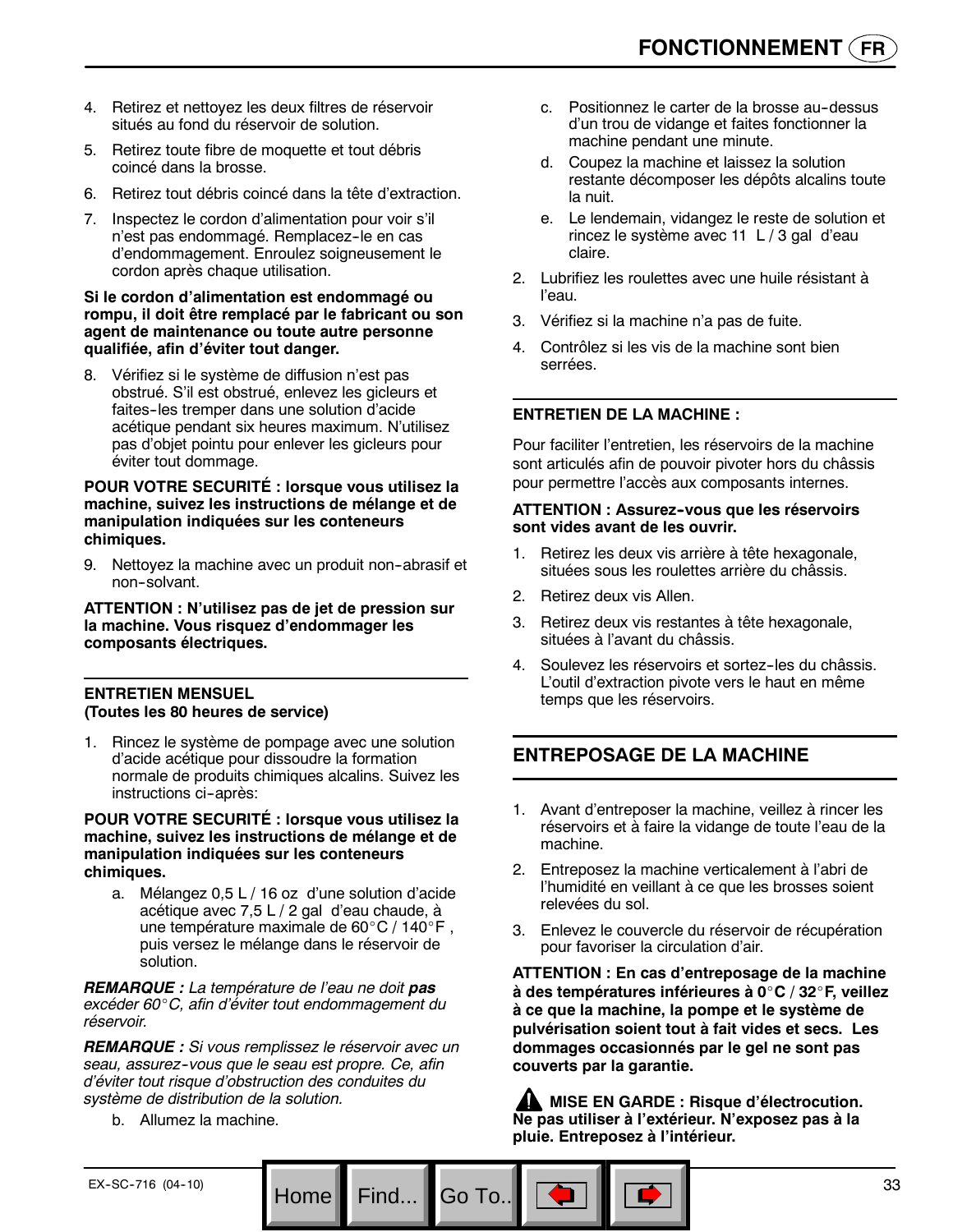4. Retirez et nettoyez les deux filtres de réservoir situés au fond du réservoir de solution.
5. Retirez toute fibre de moquette et tout débris coincé dans la brosse.
6. Retirez tout débris coincé dans la tête d'extraction.
7. Inspectez le cordon d'alimentation pour voir s'il n'est pas endommagé. Remplacez-le en cas d'endommagement. Enroulez soigneusement le cordon après chaque utilisation.

**Si le cordon d'alimentation est endommagé ou rompu, il doit être remplacé par le fabricant ou son agent de maintenance ou toute autre personne qualifiée, afin d'éviter tout danger.**

8. Vérifiez si le système de diffusion n'est pas obstrué. S'il est obstrué, enlevez les gicleurs et faites-les tremper dans une solution d'acide acétique pendant six heures maximum. N'utilisez pas d'objet pointu pour enlever les gicleurs pour éviter tout dommage.

**POUR VOTRE SECURITÉ : lorsque vous utilisez la machine, suivez les instructions de mélange et de manipulation indiquées sur les conteneurs chimiques.**

9. Nettoyez la machine avec un produit non-abrasif et non-solvant.

**ATTENTION : N'utilisez pas de jet de pression sur la machine. Vous risquez d'endommager les composants électriques.**

### ENTRETIEN MENSUEL (Toutes les 80 heures de service)

1. Rincez le système de pompage avec une solution d'acide acétique pour dissoudre la formation normale de produits chimiques alcalins. Suivez les instructions ci-après:

**POUR VOTRE SECURITÉ : lorsque vous utilisez la machine, suivez les instructions de mélange et de manipulation indiquées sur les conteneurs chimiques.**

   a. Mélangez 0,5 L / 16 oz d'une solution d'acide acétique avec 7,5 L / 2 gal d'eau chaude, à une température maximale de 60°C / 140°F , puis versez le mélange dans le réservoir de solution.

***REMARQUE :*** *La température de l'eau ne doit* ***pas*** *excéder 60°C, afin d'éviter tout endommagement du réservoir.*

***REMARQUE :*** *Si vous remplissez le réservoir avec un seau, assurez-vous que le seau est propre. Ce, afin d'éviter tout risque d'obstruction des conduites du système de distribution de la solution.*

   b. Allumez la machine.
   c. Positionnez le carter de la brosse au-dessus d'un trou de vidange et faites fonctionner la machine pendant une minute.
   d. Coupez la machine et laissez la solution restante décomposer les dépôts alcalins toute la nuit.
   e. Le lendemain, vidangez le reste de solution et rincez le système avec 11 L / 3 gal d'eau claire.

2. Lubrifiez les roulettes avec une huile résistant à l'eau.
3. Vérifiez si la machine n'a pas de fuite.
4. Contrôlez si les vis de la machine sont bien serrées.

### ENTRETIEN DE LA MACHINE :

Pour faciliter l'entretien, les réservoirs de la machine sont articulés afin de pouvoir pivoter hors du châssis pour permettre l'accès aux composants internes.

**ATTENTION : Assurez-vous que les réservoirs sont vides avant de les ouvrir.**

1. Retirez les deux vis arrière à tête hexagonale, situées sous les roulettes arrière du châssis.
2. Retirez deux vis Allen.
3. Retirez deux vis restantes à tête hexagonale, situées à l'avant du châssis.
4. Soulevez les réservoirs et sortez-les du châssis. L'outil d'extraction pivote vers le haut en même temps que les réservoirs.

## ENTREPOSAGE DE LA MACHINE

1. Avant d'entreposer la machine, veillez à rincer les réservoirs et à faire la vidange de toute l'eau de la machine.
2. Entreposez la machine verticalement à l'abri de l'humidité en veillant à ce que les brosses soient relevées du sol.
3. Enlevez le couvercle du réservoir de récupération pour favoriser la circulation d'air.

**ATTENTION : En cas d'entreposage de la machine à des températures inférieures à 0°C / 32°F, veillez à ce que la machine, la pompe et le système de pulvérisation soient tout à fait vides et secs. Les dommages occasionnés par le gel ne sont pas couverts par la garantie.**

**⚠ MISE EN GARDE : Risque d'électrocution. Ne pas utiliser à l'extérieur. N'exposez pas à la pluie. Entreposez à l'intérieur.**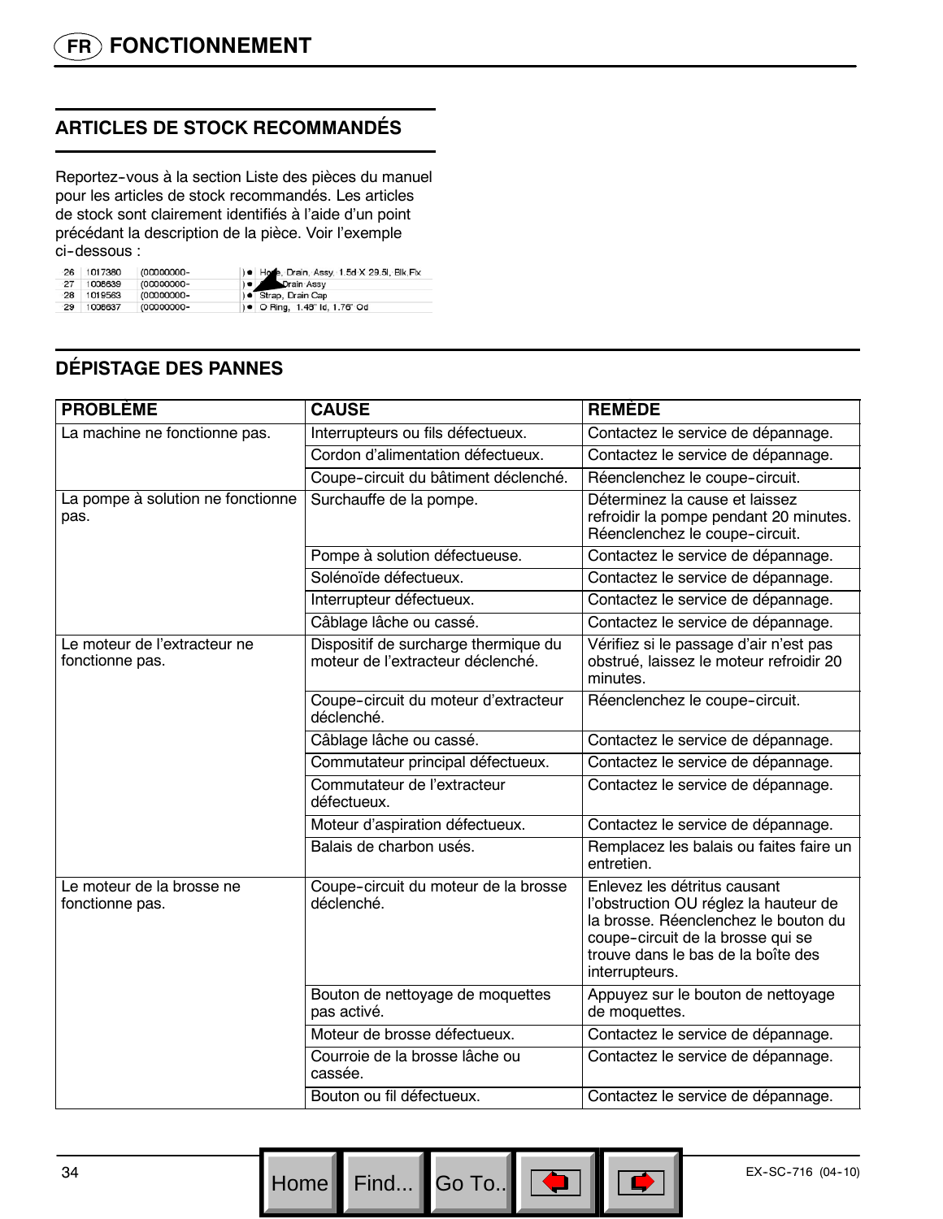## ARTICLES DE STOCK RECOMMANDÉS

Reportez-vous à la section Liste des pièces du manuel pour les articles de stock recommandés. Les articles de stock sont clairement identifiés à l'aide d'un point précédant la description de la pièce. Voir l'exemple ci-dessous :

| | | | |
|---|---|---|---|
| 26 | 1017380 | (00000000- | ) • Hose, Drain, Assy, 1.5d X 29.5l, Blk,Fix |
| 27 | 1008639 | (00000000- | ) • Cap, Drain Assy |
| 28 | 1019563 | (00000000- | ) • Strap, Drain Cap |
| 29 | 1008637 | (00000000- | ) • O Ring, 1.48" Id, 1.76" Od |

## DÉPISTAGE DES PANNES

| PROBLÈME | CAUSE | REMÈDE |
|---|---|---|
| La machine ne fonctionne pas. | Interrupteurs ou fils défectueux. | Contactez le service de dépannage. |
| | Cordon d'alimentation défectueux. | Contactez le service de dépannage. |
| | Coupe-circuit du bâtiment déclenché. | Réenclenchez le coupe-circuit. |
| La pompe à solution ne fonctionne pas. | Surchauffe de la pompe. | Déterminez la cause et laissez refroidir la pompe pendant 20 minutes. Réenclenchez le coupe-circuit. |
| | Pompe à solution défectueuse. | Contactez le service de dépannage. |
| | Solénoïde défectueux. | Contactez le service de dépannage. |
| | Interrupteur défectueux. | Contactez le service de dépannage. |
| | Câblage lâche ou cassé. | Contactez le service de dépannage. |
| Le moteur de l'extracteur ne fonctionne pas. | Dispositif de surcharge thermique du moteur de l'extracteur déclenché. | Vérifiez si le passage d'air n'est pas obstrué, laissez le moteur refroidir 20 minutes. |
| | Coupe-circuit du moteur d'extracteur déclenché. | Réenclenchez le coupe-circuit. |
| | Câblage lâche ou cassé. | Contactez le service de dépannage. |
| | Commutateur principal défectueux. | Contactez le service de dépannage. |
| | Commutateur de l'extracteur défectueux. | Contactez le service de dépannage. |
| | Moteur d'aspiration défectueux. | Contactez le service de dépannage. |
| | Balais de charbon usés. | Remplacez les balais ou faites faire un entretien. |
| Le moteur de la brosse ne fonctionne pas. | Coupe-circuit du moteur de la brosse déclenché. | Enlevez les détritus causant l'obstruction OU réglez la hauteur de la brosse. Réenclenchez le bouton du coupe-circuit de la brosse qui se trouve dans le bas de la boîte des interrupteurs. |
| | Bouton de nettoyage de moquettes pas activé. | Appuyez sur le bouton de nettoyage de moquettes. |
| | Moteur de brosse défectueux. | Contactez le service de dépannage. |
| | Courroie de la brosse lâche ou cassée. | Contactez le service de dépannage. |
| | Bouton ou fil défectueux. | Contactez le service de dépannage. |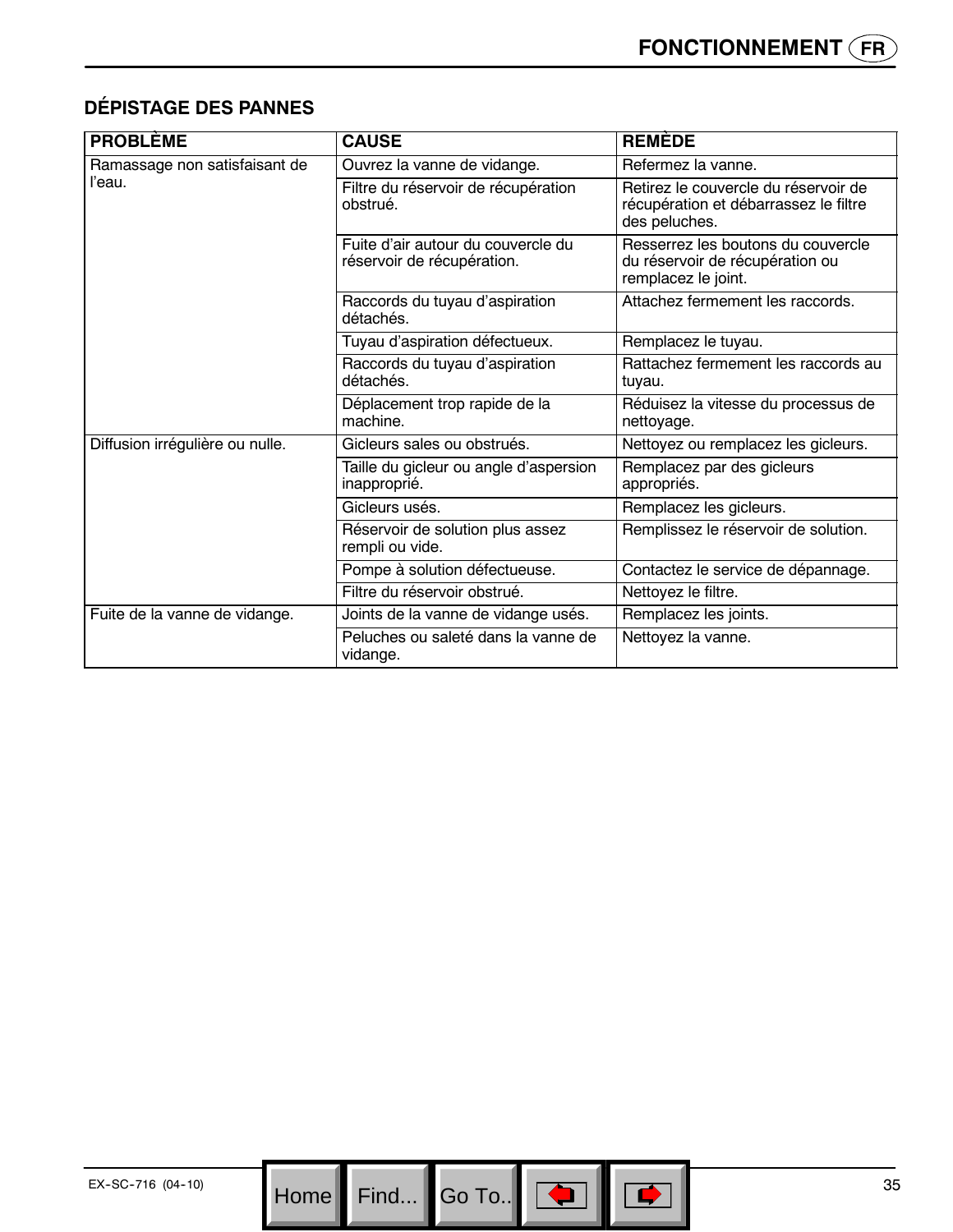## DÉPISTAGE DES PANNES

| PROBLÈME | CAUSE | REMÈDE |
|---|---|---|
| Ramassage non satisfaisant de l'eau. | Ouvrez la vanne de vidange. | Refermez la vanne. |
| | Filtre du réservoir de récupération obstrué. | Retirez le couvercle du réservoir de récupération et débarrassez le filtre des peluches. |
| | Fuite d'air autour du couvercle du réservoir de récupération. | Resserrez les boutons du couvercle du réservoir de récupération ou remplacez le joint. |
| | Raccords du tuyau d'aspiration détachés. | Attachez fermement les raccords. |
| | Tuyau d'aspiration défectueux. | Remplacez le tuyau. |
| | Raccords du tuyau d'aspiration détachés. | Rattachez fermement les raccords au tuyau. |
| | Déplacement trop rapide de la machine. | Réduisez la vitesse du processus de nettoyage. |
| Diffusion irrégulière ou nulle. | Gicleurs sales ou obstrués. | Nettoyez ou remplacez les gicleurs. |
| | Taille du gicleur ou angle d'aspersion inapproprié. | Remplacez par des gicleurs appropriés. |
| | Gicleurs usés. | Remplacez les gicleurs. |
| | Réservoir de solution plus assez rempli ou vide. | Remplissez le réservoir de solution. |
| | Pompe à solution défectueuse. | Contactez le service de dépannage. |
| | Filtre du réservoir obstrué. | Nettoyez le filtre. |
| Fuite de la vanne de vidange. | Joints de la vanne de vidange usés. | Remplacez les joints. |
| | Peluches ou saleté dans la vanne de vidange. | Nettoyez la vanne. |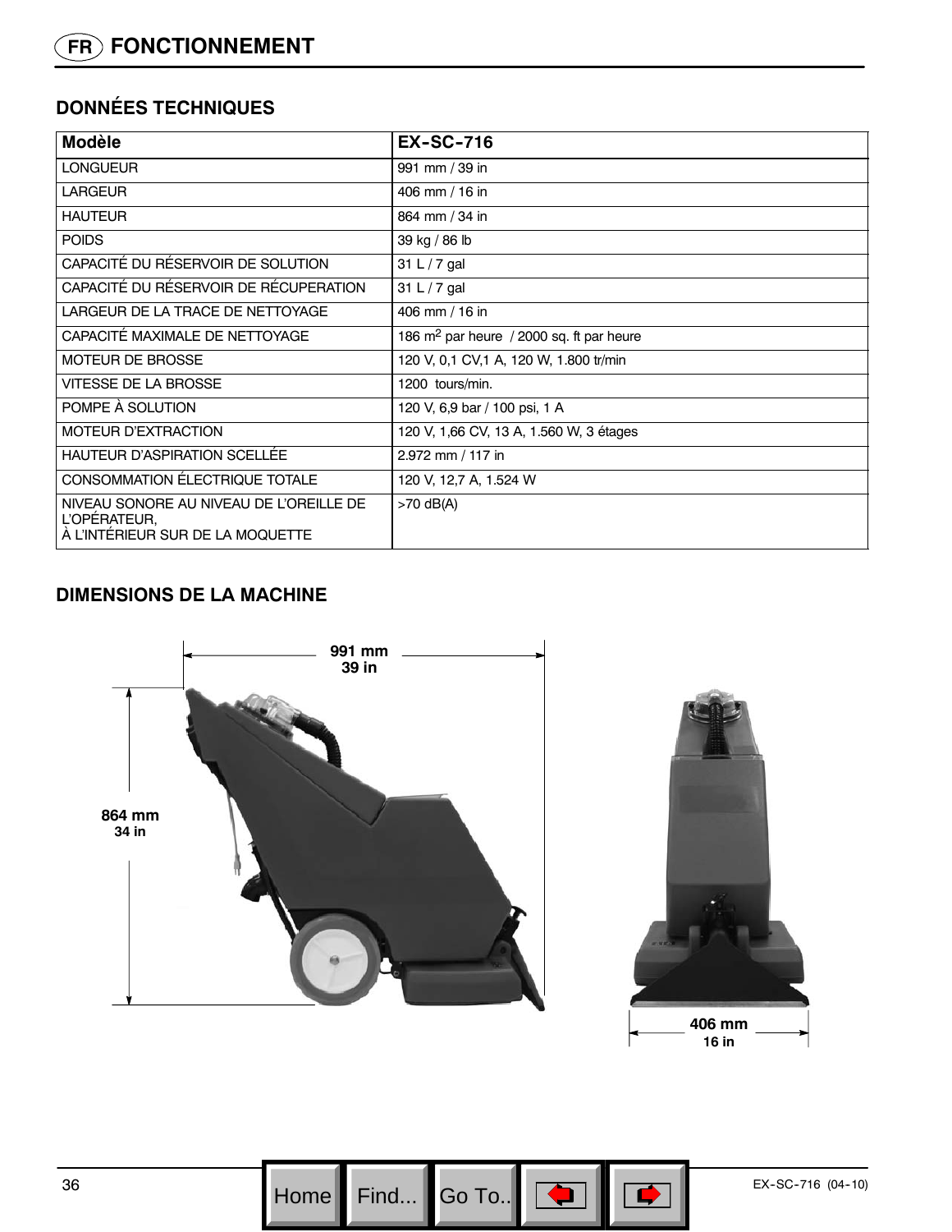# FONCTIONNEMENT

## DONNÉES TECHNIQUES

| Modèle | EX-SC-716 |
|---|---|
| LONGUEUR | 991 mm / 39 in |
| LARGEUR | 406 mm / 16 in |
| HAUTEUR | 864 mm / 34 in |
| POIDS | 39 kg / 86 lb |
| CAPACITÉ DU RÉSERVOIR DE SOLUTION | 31 L / 7 gal |
| CAPACITÉ DU RÉSERVOIR DE RÉCUPERATION | 31 L / 7 gal |
| LARGEUR DE LA TRACE DE NETTOYAGE | 406 mm / 16 in |
| CAPACITÉ MAXIMALE DE NETTOYAGE | 186 $m^2$ par heure / 2000 sq. ft par heure |
| MOTEUR DE BROSSE | 120 V, 0,1 CV,1 A, 120 W, 1.800 tr/min |
| VITESSE DE LA BROSSE | 1200 tours/min. |
| POMPE À SOLUTION | 120 V, 6,9 bar / 100 psi, 1 A |
| MOTEUR D'EXTRACTION | 120 V, 1,66 CV, 13 A, 1.560 W, 3 étages |
| HAUTEUR D'ASPIRATION SCELLÉE | 2.972 mm / 117 in |
| CONSOMMATION ÉLECTRIQUE TOTALE | 120 V, 12,7 A, 1.524 W |
| NIVEAU SONORE AU NIVEAU DE L'OREILLE DE L'OPÉRATEUR, À L'INTÉRIEUR SUR DE LA MOQUETTE | >70 dB(A) |

## DIMENSIONS DE LA MACHINE

991 mm
39 in

864 mm
34 in

406 mm
16 in